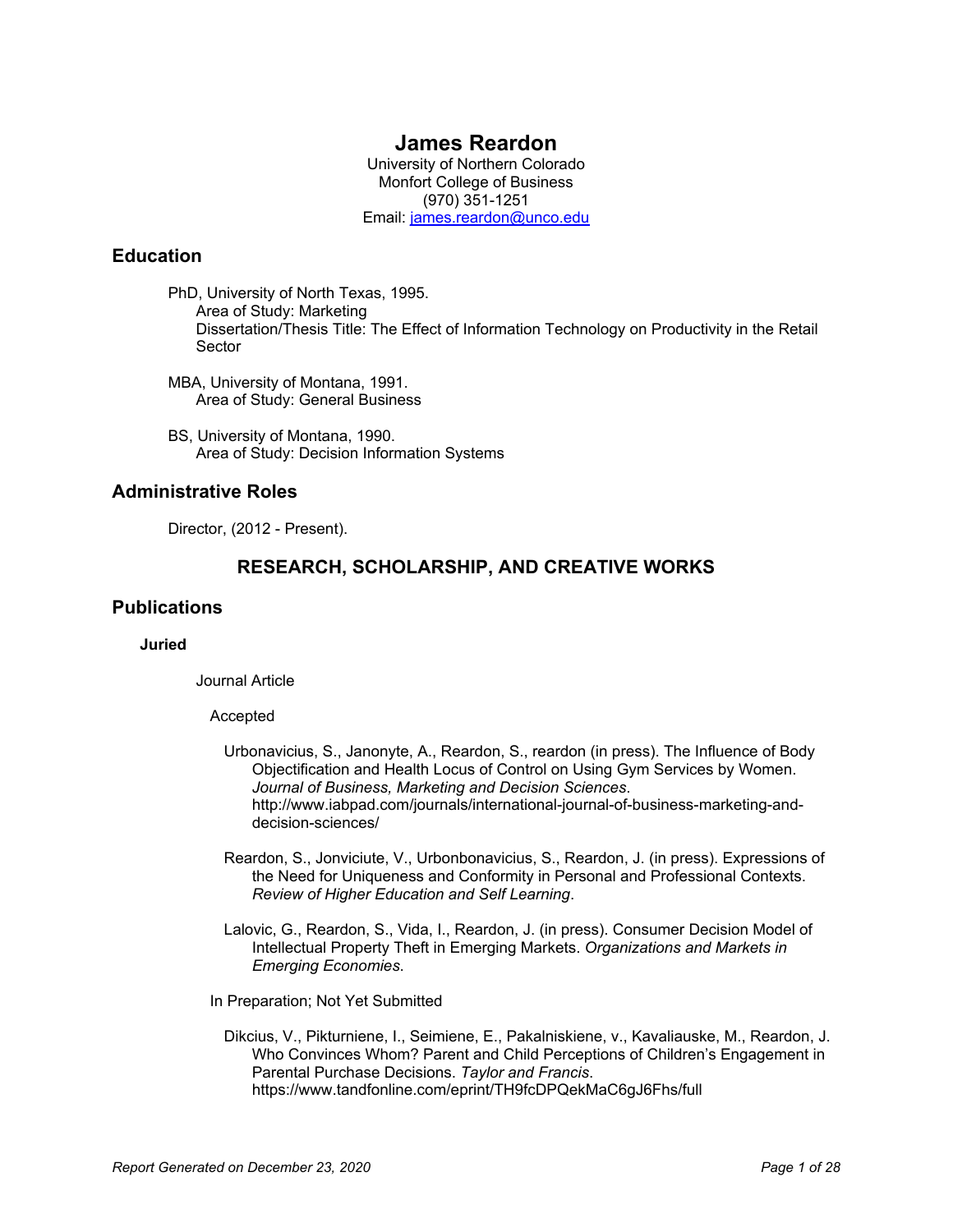# James Reardon

University of Northern Colorado
Monfort College of Business
(970) 351-1251
Email: [james.reardon@unco.edu](mailto:james.reardon@unco.edu)

## Education

PhD, University of North Texas, 1995.
Area of Study: Marketing
Dissertation/Thesis Title: The Effect of Information Technology on Productivity in the Retail Sector

MBA, University of Montana, 1991.
Area of Study: General Business

BS, University of Montana, 1990.
Area of Study: Decision Information Systems

## Administrative Roles

Director, (2012 - Present).

## RESEARCH, SCHOLARSHIP, AND CREATIVE WORKS

## Publications

### Juried

Journal Article

Accepted

Urbonavicius, S., Janonyte, A., Reardon, S., reardon (in press). The Influence of Body Objectification and Health Locus of Control on Using Gym Services by Women. *Journal of Business, Marketing and Decision Sciences*. http://www.iabpad.com/journals/international-journal-of-business-marketing-and-decision-sciences/

Reardon, S., Jonviciute, V., Urbonbonavicius, S., Reardon, J. (in press). Expressions of the Need for Uniqueness and Conformity in Personal and Professional Contexts. *Review of Higher Education and Self Learning*.

Lalovic, G., Reardon, S., Vida, I., Reardon, J. (in press). Consumer Decision Model of Intellectual Property Theft in Emerging Markets. *Organizations and Markets in Emerging Economies*.

In Preparation; Not Yet Submitted

Dikcius, V., Pikturniene, I., Seimiene, E., Pakalniskiene, v., Kavaliauske, M., Reardon, J. Who Convinces Whom? Parent and Child Perceptions of Children's Engagement in Parental Purchase Decisions. *Taylor and Francis*. https://www.tandfonline.com/eprint/TH9fcDPQekMaC6gJ6Fhs/full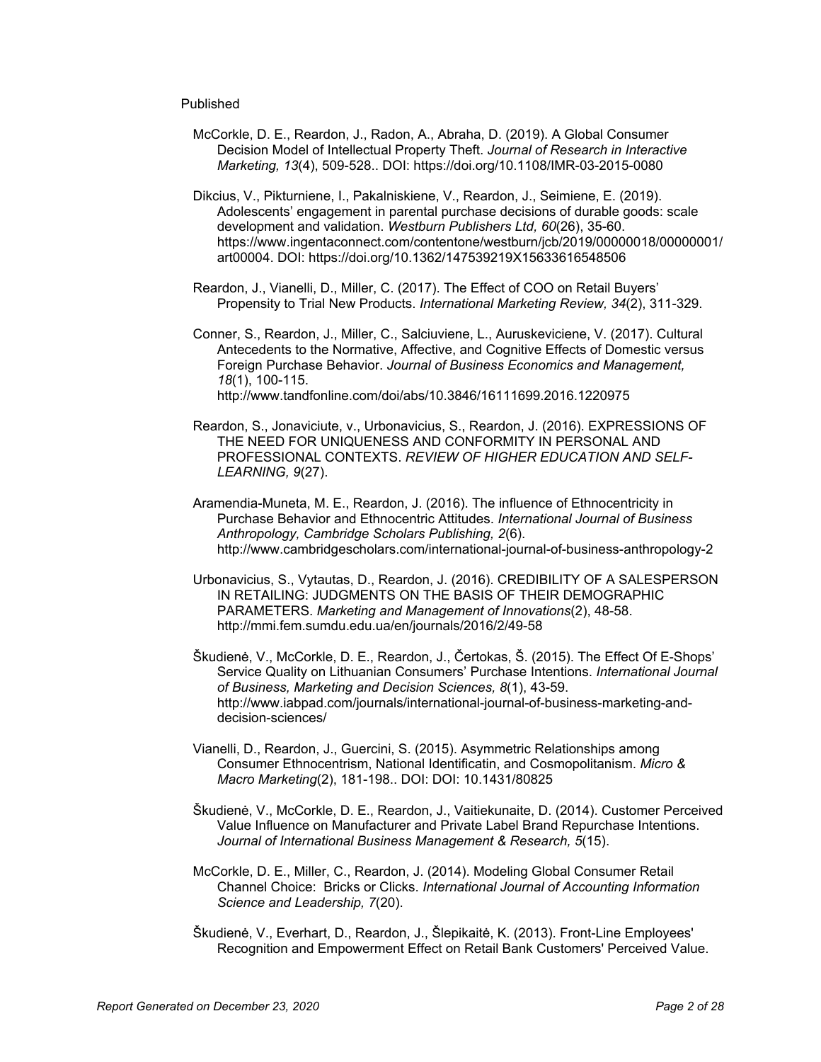Published

McCorkle, D. E., Reardon, J., Radon, A., Abraha, D. (2019). A Global Consumer Decision Model of Intellectual Property Theft. *Journal of Research in Interactive Marketing, 13*(4), 509-528.. DOI: https://doi.org/10.1108/IMR-03-2015-0080

Dikcius, V., Pikturniene, I., Pakalniskiene, V., Reardon, J., Seimiene, E. (2019). Adolescents' engagement in parental purchase decisions of durable goods: scale development and validation. *Westburn Publishers Ltd, 60*(26), 35-60. https://www.ingentaconnect.com/contentone/westburn/jcb/2019/00000018/00000001/art00004. DOI: https://doi.org/10.1362/147539219X15633616548506

Reardon, J., Vianelli, D., Miller, C. (2017). The Effect of COO on Retail Buyers' Propensity to Trial New Products. *International Marketing Review, 34*(2), 311-329.

Conner, S., Reardon, J., Miller, C., Salciuviene, L., Auruskeviciene, V. (2017). Cultural Antecedents to the Normative, Affective, and Cognitive Effects of Domestic versus Foreign Purchase Behavior. *Journal of Business Economics and Management, 18*(1), 100-115. http://www.tandfonline.com/doi/abs/10.3846/16111699.2016.1220975

Reardon, S., Jonaviciute, v., Urbonavicius, S., Reardon, J. (2016). EXPRESSIONS OF THE NEED FOR UNIQUENESS AND CONFORMITY IN PERSONAL AND PROFESSIONAL CONTEXTS. *REVIEW OF HIGHER EDUCATION AND SELF-LEARNING, 9*(27).

Aramendia-Muneta, M. E., Reardon, J. (2016). The influence of Ethnocentricity in Purchase Behavior and Ethnocentric Attitudes. *International Journal of Business Anthropology, Cambridge Scholars Publishing, 2*(6). http://www.cambridgescholars.com/international-journal-of-business-anthropology-2

Urbonavicius, S., Vytautas, D., Reardon, J. (2016). CREDIBILITY OF A SALESPERSON IN RETAILING: JUDGMENTS ON THE BASIS OF THEIR DEMOGRAPHIC PARAMETERS. *Marketing and Management of Innovations*(2), 48-58. http://mmi.fem.sumdu.edu.ua/en/journals/2016/2/49-58

Škudienė, V., McCorkle, D. E., Reardon, J., Čertokas, Š. (2015). The Effect Of E-Shops' Service Quality on Lithuanian Consumers' Purchase Intentions. *International Journal of Business, Marketing and Decision Sciences, 8*(1), 43-59. http://www.iabpad.com/journals/international-journal-of-business-marketing-and-decision-sciences/

Vianelli, D., Reardon, J., Guercini, S. (2015). Asymmetric Relationships among Consumer Ethnocentrism, National Identificatin, and Cosmopolitanism. *Micro & Macro Marketing*(2), 181-198.. DOI: DOI: 10.1431/80825

Škudienė, V., McCorkle, D. E., Reardon, J., Vaitiekunaite, D. (2014). Customer Perceived Value Influence on Manufacturer and Private Label Brand Repurchase Intentions. *Journal of International Business Management & Research, 5*(15).

McCorkle, D. E., Miller, C., Reardon, J. (2014). Modeling Global Consumer Retail Channel Choice: Bricks or Clicks. *International Journal of Accounting Information Science and Leadership, 7*(20).

Škudienė, V., Everhart, D., Reardon, J., Šlepikaitė, K. (2013). Front-Line Employees' Recognition and Empowerment Effect on Retail Bank Customers' Perceived Value.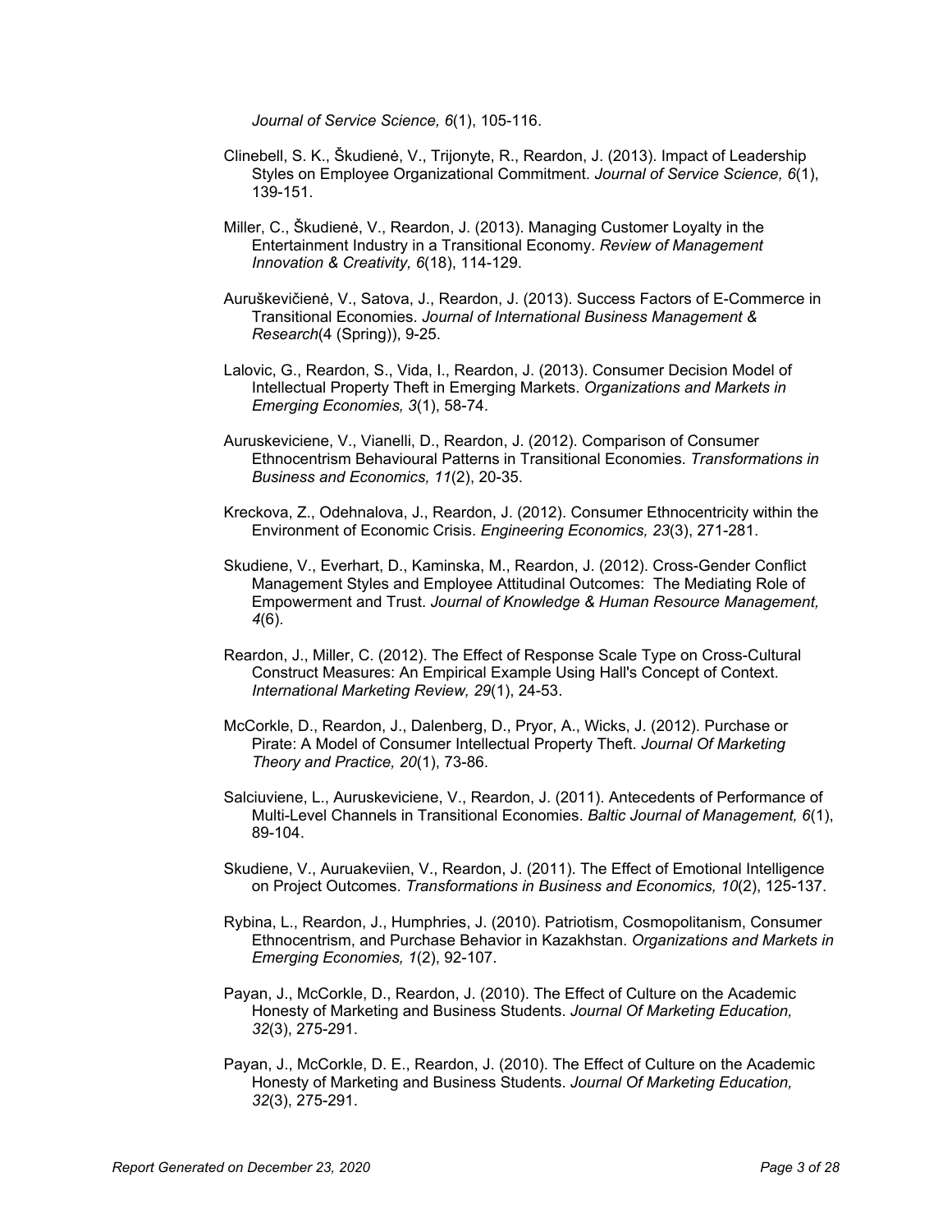*Journal of Service Science, 6*(1), 105-116.

Clinebell, S. K., Škudienė, V., Trijonyte, R., Reardon, J. (2013). Impact of Leadership Styles on Employee Organizational Commitment. *Journal of Service Science, 6*(1), 139-151.

Miller, C., Škudienė, V., Reardon, J. (2013). Managing Customer Loyalty in the Entertainment Industry in a Transitional Economy. *Review of Management Innovation & Creativity, 6*(18), 114-129.

Auruškevičienė, V., Satova, J., Reardon, J. (2013). Success Factors of E-Commerce in Transitional Economies. *Journal of International Business Management & Research*(4 (Spring)), 9-25.

Lalovic, G., Reardon, S., Vida, I., Reardon, J. (2013). Consumer Decision Model of Intellectual Property Theft in Emerging Markets. *Organizations and Markets in Emerging Economies, 3*(1), 58-74.

Auruskeviciene, V., Vianelli, D., Reardon, J. (2012). Comparison of Consumer Ethnocentrism Behavioural Patterns in Transitional Economies. *Transformations in Business and Economics, 11*(2), 20-35.

Kreckova, Z., Odehnalova, J., Reardon, J. (2012). Consumer Ethnocentricity within the Environment of Economic Crisis. *Engineering Economics, 23*(3), 271-281.

Skudiene, V., Everhart, D., Kaminska, M., Reardon, J. (2012). Cross-Gender Conflict Management Styles and Employee Attitudinal Outcomes: The Mediating Role of Empowerment and Trust. *Journal of Knowledge & Human Resource Management, 4*(6).

Reardon, J., Miller, C. (2012). The Effect of Response Scale Type on Cross-Cultural Construct Measures: An Empirical Example Using Hall's Concept of Context. *International Marketing Review, 29*(1), 24-53.

McCorkle, D., Reardon, J., Dalenberg, D., Pryor, A., Wicks, J. (2012). Purchase or Pirate: A Model of Consumer Intellectual Property Theft. *Journal Of Marketing Theory and Practice, 20*(1), 73-86.

Salciuviene, L., Auruskeviciene, V., Reardon, J. (2011). Antecedents of Performance of Multi-Level Channels in Transitional Economies. *Baltic Journal of Management, 6*(1), 89-104.

Skudiene, V., Auruakeviien, V., Reardon, J. (2011). The Effect of Emotional Intelligence on Project Outcomes. *Transformations in Business and Economics, 10*(2), 125-137.

Rybina, L., Reardon, J., Humphries, J. (2010). Patriotism, Cosmopolitanism, Consumer Ethnocentrism, and Purchase Behavior in Kazakhstan. *Organizations and Markets in Emerging Economies, 1*(2), 92-107.

Payan, J., McCorkle, D., Reardon, J. (2010). The Effect of Culture on the Academic Honesty of Marketing and Business Students. *Journal Of Marketing Education, 32*(3), 275-291.

Payan, J., McCorkle, D. E., Reardon, J. (2010). The Effect of Culture on the Academic Honesty of Marketing and Business Students. *Journal Of Marketing Education, 32*(3), 275-291.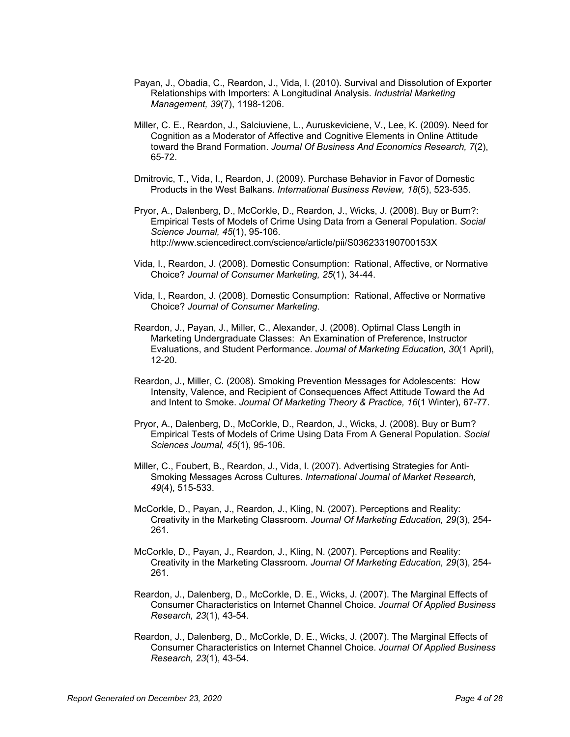Payan, J., Obadia, C., Reardon, J., Vida, I. (2010). Survival and Dissolution of Exporter Relationships with Importers: A Longitudinal Analysis. *Industrial Marketing Management, 39*(7), 1198-1206.

Miller, C. E., Reardon, J., Salciuviene, L., Auruskeviciene, V., Lee, K. (2009). Need for Cognition as a Moderator of Affective and Cognitive Elements in Online Attitude toward the Brand Formation. *Journal Of Business And Economics Research, 7*(2), 65-72.

Dmitrovic, T., Vida, I., Reardon, J. (2009). Purchase Behavior in Favor of Domestic Products in the West Balkans. *International Business Review, 18*(5), 523-535.

Pryor, A., Dalenberg, D., McCorkle, D., Reardon, J., Wicks, J. (2008). Buy or Burn?: Empirical Tests of Models of Crime Using Data from a General Population. *Social Science Journal, 45*(1), 95-106. http://www.sciencedirect.com/science/article/pii/S036233190700153X

Vida, I., Reardon, J. (2008). Domestic Consumption: Rational, Affective, or Normative Choice? *Journal of Consumer Marketing, 25*(1), 34-44.

Vida, I., Reardon, J. (2008). Domestic Consumption: Rational, Affective or Normative Choice? *Journal of Consumer Marketing*.

Reardon, J., Payan, J., Miller, C., Alexander, J. (2008). Optimal Class Length in Marketing Undergraduate Classes: An Examination of Preference, Instructor Evaluations, and Student Performance. *Journal of Marketing Education, 30*(1 April), 12-20.

Reardon, J., Miller, C. (2008). Smoking Prevention Messages for Adolescents: How Intensity, Valence, and Recipient of Consequences Affect Attitude Toward the Ad and Intent to Smoke. *Journal Of Marketing Theory & Practice, 16*(1 Winter), 67-77.

Pryor, A., Dalenberg, D., McCorkle, D., Reardon, J., Wicks, J. (2008). Buy or Burn? Empirical Tests of Models of Crime Using Data From A General Population. *Social Sciences Journal, 45*(1), 95-106.

Miller, C., Foubert, B., Reardon, J., Vida, I. (2007). Advertising Strategies for Anti-Smoking Messages Across Cultures. *International Journal of Market Research, 49*(4), 515-533.

McCorkle, D., Payan, J., Reardon, J., Kling, N. (2007). Perceptions and Reality: Creativity in the Marketing Classroom. *Journal Of Marketing Education, 29*(3), 254-261.

McCorkle, D., Payan, J., Reardon, J., Kling, N. (2007). Perceptions and Reality: Creativity in the Marketing Classroom. *Journal Of Marketing Education, 29*(3), 254-261.

Reardon, J., Dalenberg, D., McCorkle, D. E., Wicks, J. (2007). The Marginal Effects of Consumer Characteristics on Internet Channel Choice. *Journal Of Applied Business Research, 23*(1), 43-54.

Reardon, J., Dalenberg, D., McCorkle, D. E., Wicks, J. (2007). The Marginal Effects of Consumer Characteristics on Internet Channel Choice. *Journal Of Applied Business Research, 23*(1), 43-54.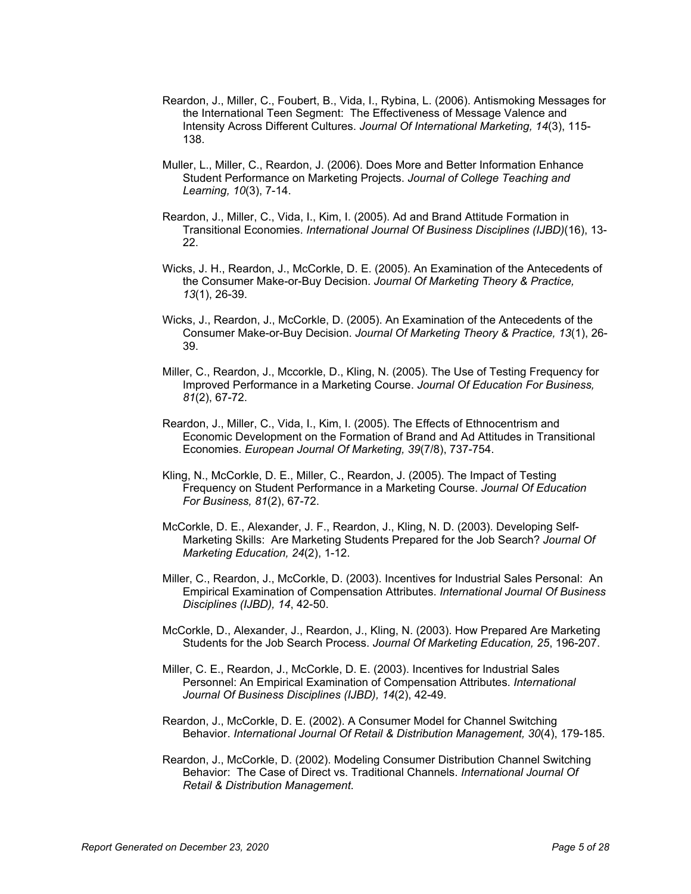Reardon, J., Miller, C., Foubert, B., Vida, I., Rybina, L. (2006). Antismoking Messages for the International Teen Segment: The Effectiveness of Message Valence and Intensity Across Different Cultures. *Journal Of International Marketing, 14*(3), 115-138.

Muller, L., Miller, C., Reardon, J. (2006). Does More and Better Information Enhance Student Performance on Marketing Projects. *Journal of College Teaching and Learning, 10*(3), 7-14.

Reardon, J., Miller, C., Vida, I., Kim, I. (2005). Ad and Brand Attitude Formation in Transitional Economies. *International Journal Of Business Disciplines (IJBD)*(16), 13-22.

Wicks, J. H., Reardon, J., McCorkle, D. E. (2005). An Examination of the Antecedents of the Consumer Make-or-Buy Decision. *Journal Of Marketing Theory & Practice, 13*(1), 26-39.

Wicks, J., Reardon, J., McCorkle, D. (2005). An Examination of the Antecedents of the Consumer Make-or-Buy Decision. *Journal Of Marketing Theory & Practice, 13*(1), 26-39.

Miller, C., Reardon, J., Mccorkle, D., Kling, N. (2005). The Use of Testing Frequency for Improved Performance in a Marketing Course. *Journal Of Education For Business, 81*(2), 67-72.

Reardon, J., Miller, C., Vida, I., Kim, I. (2005). The Effects of Ethnocentrism and Economic Development on the Formation of Brand and Ad Attitudes in Transitional Economies. *European Journal Of Marketing, 39*(7/8), 737-754.

Kling, N., McCorkle, D. E., Miller, C., Reardon, J. (2005). The Impact of Testing Frequency on Student Performance in a Marketing Course. *Journal Of Education For Business, 81*(2), 67-72.

McCorkle, D. E., Alexander, J. F., Reardon, J., Kling, N. D. (2003). Developing Self-Marketing Skills: Are Marketing Students Prepared for the Job Search? *Journal Of Marketing Education, 24*(2), 1-12.

Miller, C., Reardon, J., McCorkle, D. (2003). Incentives for Industrial Sales Personal: An Empirical Examination of Compensation Attributes. *International Journal Of Business Disciplines (IJBD), 14*, 42-50.

McCorkle, D., Alexander, J., Reardon, J., Kling, N. (2003). How Prepared Are Marketing Students for the Job Search Process. *Journal Of Marketing Education, 25*, 196-207.

Miller, C. E., Reardon, J., McCorkle, D. E. (2003). Incentives for Industrial Sales Personnel: An Empirical Examination of Compensation Attributes. *International Journal Of Business Disciplines (IJBD), 14*(2), 42-49.

Reardon, J., McCorkle, D. E. (2002). A Consumer Model for Channel Switching Behavior. *International Journal Of Retail & Distribution Management, 30*(4), 179-185.

Reardon, J., McCorkle, D. (2002). Modeling Consumer Distribution Channel Switching Behavior: The Case of Direct vs. Traditional Channels. *International Journal Of Retail & Distribution Management*.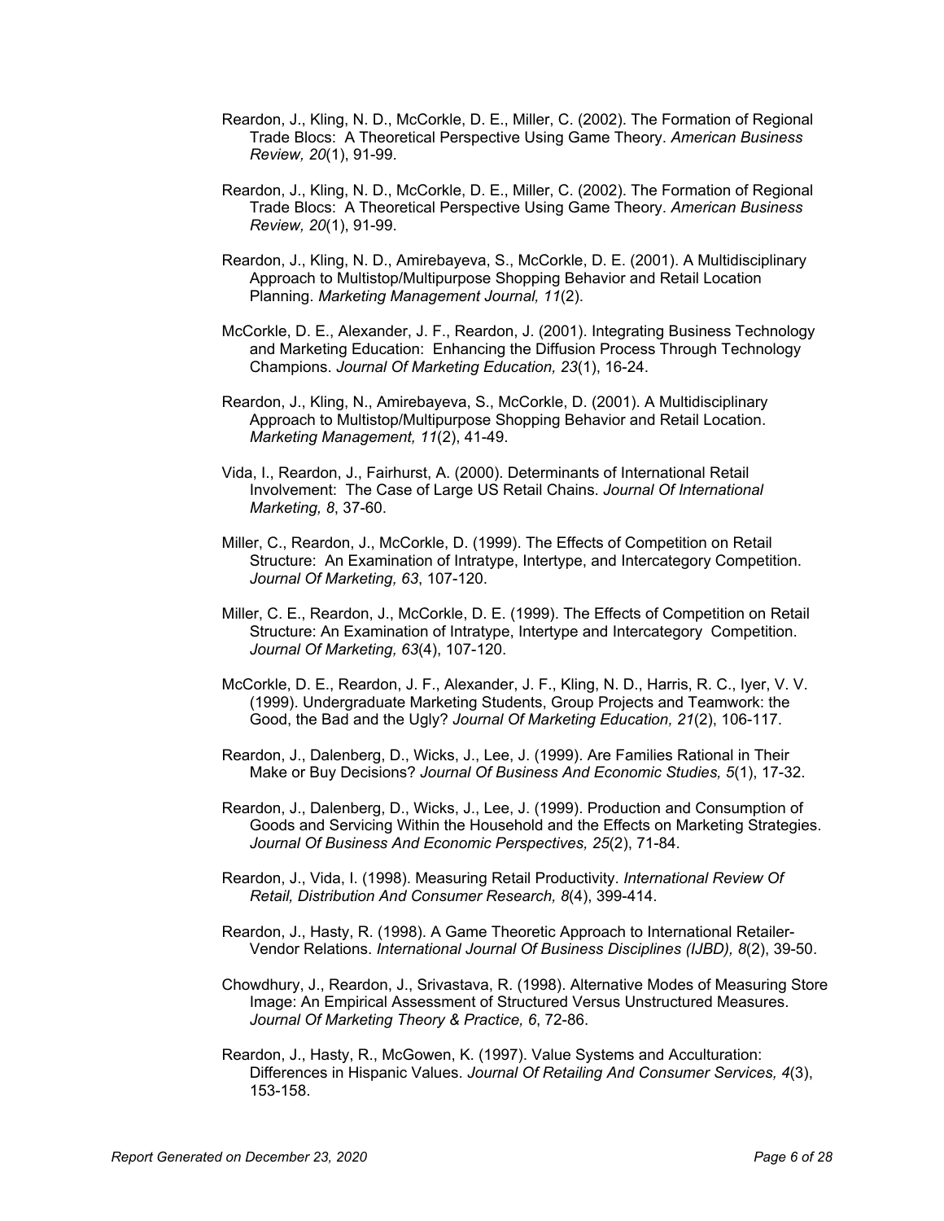Reardon, J., Kling, N. D., McCorkle, D. E., Miller, C. (2002). The Formation of Regional Trade Blocs: A Theoretical Perspective Using Game Theory. *American Business Review, 20*(1), 91-99.

Reardon, J., Kling, N. D., McCorkle, D. E., Miller, C. (2002). The Formation of Regional Trade Blocs: A Theoretical Perspective Using Game Theory. *American Business Review, 20*(1), 91-99.

Reardon, J., Kling, N. D., Amirebayeva, S., McCorkle, D. E. (2001). A Multidisciplinary Approach to Multistop/Multipurpose Shopping Behavior and Retail Location Planning. *Marketing Management Journal, 11*(2).

McCorkle, D. E., Alexander, J. F., Reardon, J. (2001). Integrating Business Technology and Marketing Education: Enhancing the Diffusion Process Through Technology Champions. *Journal Of Marketing Education, 23*(1), 16-24.

Reardon, J., Kling, N., Amirebayeva, S., McCorkle, D. (2001). A Multidisciplinary Approach to Multistop/Multipurpose Shopping Behavior and Retail Location. *Marketing Management, 11*(2), 41-49.

Vida, I., Reardon, J., Fairhurst, A. (2000). Determinants of International Retail Involvement: The Case of Large US Retail Chains. *Journal Of International Marketing, 8*, 37-60.

Miller, C., Reardon, J., McCorkle, D. (1999). The Effects of Competition on Retail Structure: An Examination of Intratype, Intertype, and Intercategory Competition. *Journal Of Marketing, 63*, 107-120.

Miller, C. E., Reardon, J., McCorkle, D. E. (1999). The Effects of Competition on Retail Structure: An Examination of Intratype, Intertype and Intercategory Competition. *Journal Of Marketing, 63*(4), 107-120.

McCorkle, D. E., Reardon, J. F., Alexander, J. F., Kling, N. D., Harris, R. C., Iyer, V. V. (1999). Undergraduate Marketing Students, Group Projects and Teamwork: the Good, the Bad and the Ugly? *Journal Of Marketing Education, 21*(2), 106-117.

Reardon, J., Dalenberg, D., Wicks, J., Lee, J. (1999). Are Families Rational in Their Make or Buy Decisions? *Journal Of Business And Economic Studies, 5*(1), 17-32.

Reardon, J., Dalenberg, D., Wicks, J., Lee, J. (1999). Production and Consumption of Goods and Servicing Within the Household and the Effects on Marketing Strategies. *Journal Of Business And Economic Perspectives, 25*(2), 71-84.

Reardon, J., Vida, I. (1998). Measuring Retail Productivity. *International Review Of Retail, Distribution And Consumer Research, 8*(4), 399-414.

Reardon, J., Hasty, R. (1998). A Game Theoretic Approach to International Retailer-Vendor Relations. *International Journal Of Business Disciplines (IJBD), 8*(2), 39-50.

Chowdhury, J., Reardon, J., Srivastava, R. (1998). Alternative Modes of Measuring Store Image: An Empirical Assessment of Structured Versus Unstructured Measures. *Journal Of Marketing Theory & Practice, 6*, 72-86.

Reardon, J., Hasty, R., McGowen, K. (1997). Value Systems and Acculturation: Differences in Hispanic Values. *Journal Of Retailing And Consumer Services, 4*(3), 153-158.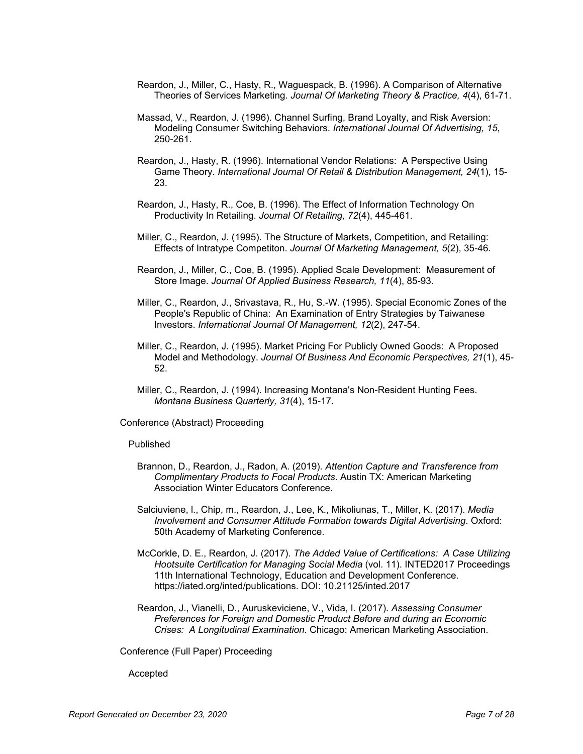Reardon, J., Miller, C., Hasty, R., Waguespack, B. (1996). A Comparison of Alternative Theories of Services Marketing. *Journal Of Marketing Theory & Practice, 4*(4), 61-71.

Massad, V., Reardon, J. (1996). Channel Surfing, Brand Loyalty, and Risk Aversion: Modeling Consumer Switching Behaviors. *International Journal Of Advertising, 15*, 250-261.

Reardon, J., Hasty, R. (1996). International Vendor Relations: A Perspective Using Game Theory. *International Journal Of Retail & Distribution Management, 24*(1), 15-23.

Reardon, J., Hasty, R., Coe, B. (1996). The Effect of Information Technology On Productivity In Retailing. *Journal Of Retailing, 72*(4), 445-461.

Miller, C., Reardon, J. (1995). The Structure of Markets, Competition, and Retailing: Effects of Intratype Competiton. *Journal Of Marketing Management, 5*(2), 35-46.

Reardon, J., Miller, C., Coe, B. (1995). Applied Scale Development: Measurement of Store Image. *Journal Of Applied Business Research, 11*(4), 85-93.

Miller, C., Reardon, J., Srivastava, R., Hu, S.-W. (1995). Special Economic Zones of the People's Republic of China: An Examination of Entry Strategies by Taiwanese Investors. *International Journal Of Management, 12*(2), 247-54.

Miller, C., Reardon, J. (1995). Market Pricing For Publicly Owned Goods: A Proposed Model and Methodology. *Journal Of Business And Economic Perspectives, 21*(1), 45-52.

Miller, C., Reardon, J. (1994). Increasing Montana's Non-Resident Hunting Fees. *Montana Business Quarterly, 31*(4), 15-17.

Conference (Abstract) Proceeding

Published

Brannon, D., Reardon, J., Radon, A. (2019). *Attention Capture and Transference from Complimentary Products to Focal Products*. Austin TX: American Marketing Association Winter Educators Conference.

Salciuviene, l., Chip, m., Reardon, J., Lee, K., Mikoliunas, T., Miller, K. (2017). *Media Involvement and Consumer Attitude Formation towards Digital Advertising*. Oxford: 50th Academy of Marketing Conference.

McCorkle, D. E., Reardon, J. (2017). *The Added Value of Certifications: A Case Utilizing Hootsuite Certification for Managing Social Media* (vol. 11). INTED2017 Proceedings 11th International Technology, Education and Development Conference. https://iated.org/inted/publications. DOI: 10.21125/inted.2017

Reardon, J., Vianelli, D., Auruskeviciene, V., Vida, I. (2017). *Assessing Consumer Preferences for Foreign and Domestic Product Before and during an Economic Crises: A Longitudinal Examination*. Chicago: American Marketing Association.

Conference (Full Paper) Proceeding

Accepted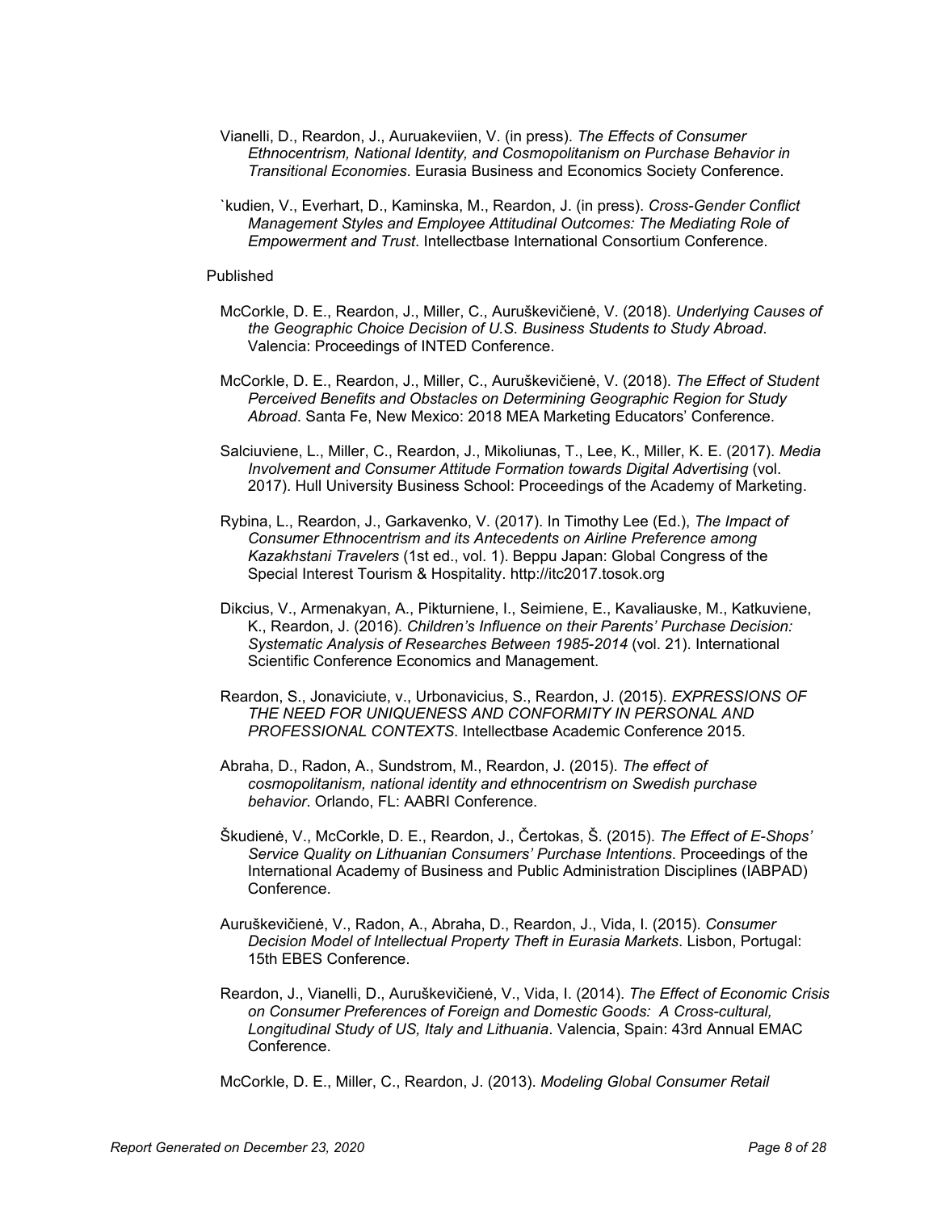Vianelli, D., Reardon, J., Auruakeviien, V. (in press). *The Effects of Consumer Ethnocentrism, National Identity, and Cosmopolitanism on Purchase Behavior in Transitional Economies*. Eurasia Business and Economics Society Conference.

`kudien, V., Everhart, D., Kaminska, M., Reardon, J. (in press). *Cross-Gender Conflict Management Styles and Employee Attitudinal Outcomes: The Mediating Role of Empowerment and Trust*. Intellectbase International Consortium Conference.

Published

McCorkle, D. E., Reardon, J., Miller, C., Auruškevičienė, V. (2018). *Underlying Causes of the Geographic Choice Decision of U.S. Business Students to Study Abroad*. Valencia: Proceedings of INTED Conference.

McCorkle, D. E., Reardon, J., Miller, C., Auruškevičienė, V. (2018). *The Effect of Student Perceived Benefits and Obstacles on Determining Geographic Region for Study Abroad*. Santa Fe, New Mexico: 2018 MEA Marketing Educators' Conference.

Salciuviene, L., Miller, C., Reardon, J., Mikoliunas, T., Lee, K., Miller, K. E. (2017). *Media Involvement and Consumer Attitude Formation towards Digital Advertising* (vol. 2017). Hull University Business School: Proceedings of the Academy of Marketing.

Rybina, L., Reardon, J., Garkavenko, V. (2017). In Timothy Lee (Ed.), *The Impact of Consumer Ethnocentrism and its Antecedents on Airline Preference among Kazakhstani Travelers* (1st ed., vol. 1). Beppu Japan: Global Congress of the Special Interest Tourism & Hospitality. http://itc2017.tosok.org

Dikcius, V., Armenakyan, A., Pikturniene, I., Seimiene, E., Kavaliauske, M., Katkuviene, K., Reardon, J. (2016). *Children's Influence on their Parents' Purchase Decision: Systematic Analysis of Researches Between 1985-2014* (vol. 21). International Scientific Conference Economics and Management.

Reardon, S., Jonaviciute, v., Urbonavicius, S., Reardon, J. (2015). *EXPRESSIONS OF THE NEED FOR UNIQUENESS AND CONFORMITY IN PERSONAL AND PROFESSIONAL CONTEXTS*. Intellectbase Academic Conference 2015.

Abraha, D., Radon, A., Sundstrom, M., Reardon, J. (2015). *The effect of cosmopolitanism, national identity and ethnocentrism on Swedish purchase behavior*. Orlando, FL: AABRI Conference.

Škudienė, V., McCorkle, D. E., Reardon, J., Čertokas, Š. (2015). *The Effect of E-Shops' Service Quality on Lithuanian Consumers' Purchase Intentions*. Proceedings of the International Academy of Business and Public Administration Disciplines (IABPAD) Conference.

Auruškevičienė, V., Radon, A., Abraha, D., Reardon, J., Vida, I. (2015). *Consumer Decision Model of Intellectual Property Theft in Eurasia Markets*. Lisbon, Portugal: 15th EBES Conference.

Reardon, J., Vianelli, D., Auruškevičienė, V., Vida, I. (2014). *The Effect of Economic Crisis on Consumer Preferences of Foreign and Domestic Goods: A Cross-cultural, Longitudinal Study of US, Italy and Lithuania*. Valencia, Spain: 43rd Annual EMAC Conference.

McCorkle, D. E., Miller, C., Reardon, J. (2013). *Modeling Global Consumer Retail*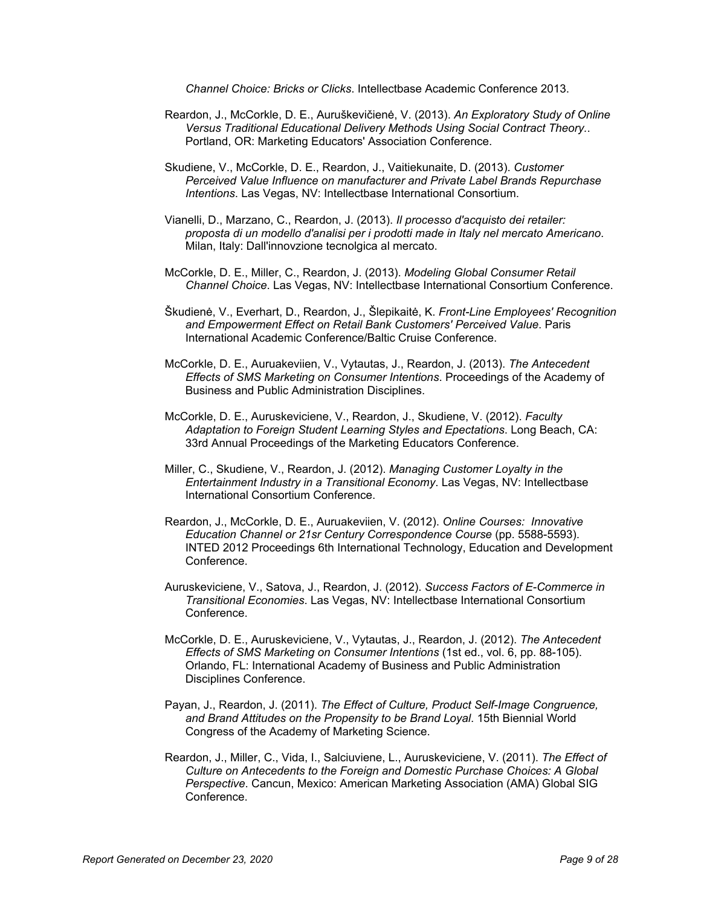*Channel Choice: Bricks or Clicks*. Intellectbase Academic Conference 2013.

Reardon, J., McCorkle, D. E., Auruškevičienė, V. (2013). *An Exploratory Study of Online Versus Traditional Educational Delivery Methods Using Social Contract Theory.*. Portland, OR: Marketing Educators' Association Conference.

Skudiene, V., McCorkle, D. E., Reardon, J., Vaitiekunaite, D. (2013). *Customer Perceived Value Influence on manufacturer and Private Label Brands Repurchase Intentions*. Las Vegas, NV: Intellectbase International Consortium.

Vianelli, D., Marzano, C., Reardon, J. (2013). *Il processo d'acquisto dei retailer: proposta di un modello d'analisi per i prodotti made in Italy nel mercato Americano*. Milan, Italy: Dall'innovzione tecnolgica al mercato.

McCorkle, D. E., Miller, C., Reardon, J. (2013). *Modeling Global Consumer Retail Channel Choice*. Las Vegas, NV: Intellectbase International Consortium Conference.

Škudienė, V., Everhart, D., Reardon, J., Šlepikaitė, K. *Front-Line Employees' Recognition and Empowerment Effect on Retail Bank Customers' Perceived Value*. Paris International Academic Conference/Baltic Cruise Conference.

McCorkle, D. E., Auruakeviien, V., Vytautas, J., Reardon, J. (2013). *The Antecedent Effects of SMS Marketing on Consumer Intentions*. Proceedings of the Academy of Business and Public Administration Disciplines.

McCorkle, D. E., Auruskeviciene, V., Reardon, J., Skudiene, V. (2012). *Faculty Adaptation to Foreign Student Learning Styles and Epectations*. Long Beach, CA: 33rd Annual Proceedings of the Marketing Educators Conference.

Miller, C., Skudiene, V., Reardon, J. (2012). *Managing Customer Loyalty in the Entertainment Industry in a Transitional Economy*. Las Vegas, NV: Intellectbase International Consortium Conference.

Reardon, J., McCorkle, D. E., Auruakeviien, V. (2012). *Online Courses: Innovative Education Channel or 21sr Century Correspondence Course* (pp. 5588-5593). INTED 2012 Proceedings 6th International Technology, Education and Development Conference.

Auruskeviciene, V., Satova, J., Reardon, J. (2012). *Success Factors of E-Commerce in Transitional Economies*. Las Vegas, NV: Intellectbase International Consortium Conference.

McCorkle, D. E., Auruskeviciene, V., Vytautas, J., Reardon, J. (2012). *The Antecedent Effects of SMS Marketing on Consumer Intentions* (1st ed., vol. 6, pp. 88-105). Orlando, FL: International Academy of Business and Public Administration Disciplines Conference.

Payan, J., Reardon, J. (2011). *The Effect of Culture, Product Self-Image Congruence, and Brand Attitudes on the Propensity to be Brand Loyal*. 15th Biennial World Congress of the Academy of Marketing Science.

Reardon, J., Miller, C., Vida, I., Salciuviene, L., Auruskeviciene, V. (2011). *The Effect of Culture on Antecedents to the Foreign and Domestic Purchase Choices: A Global Perspective*. Cancun, Mexico: American Marketing Association (AMA) Global SIG Conference.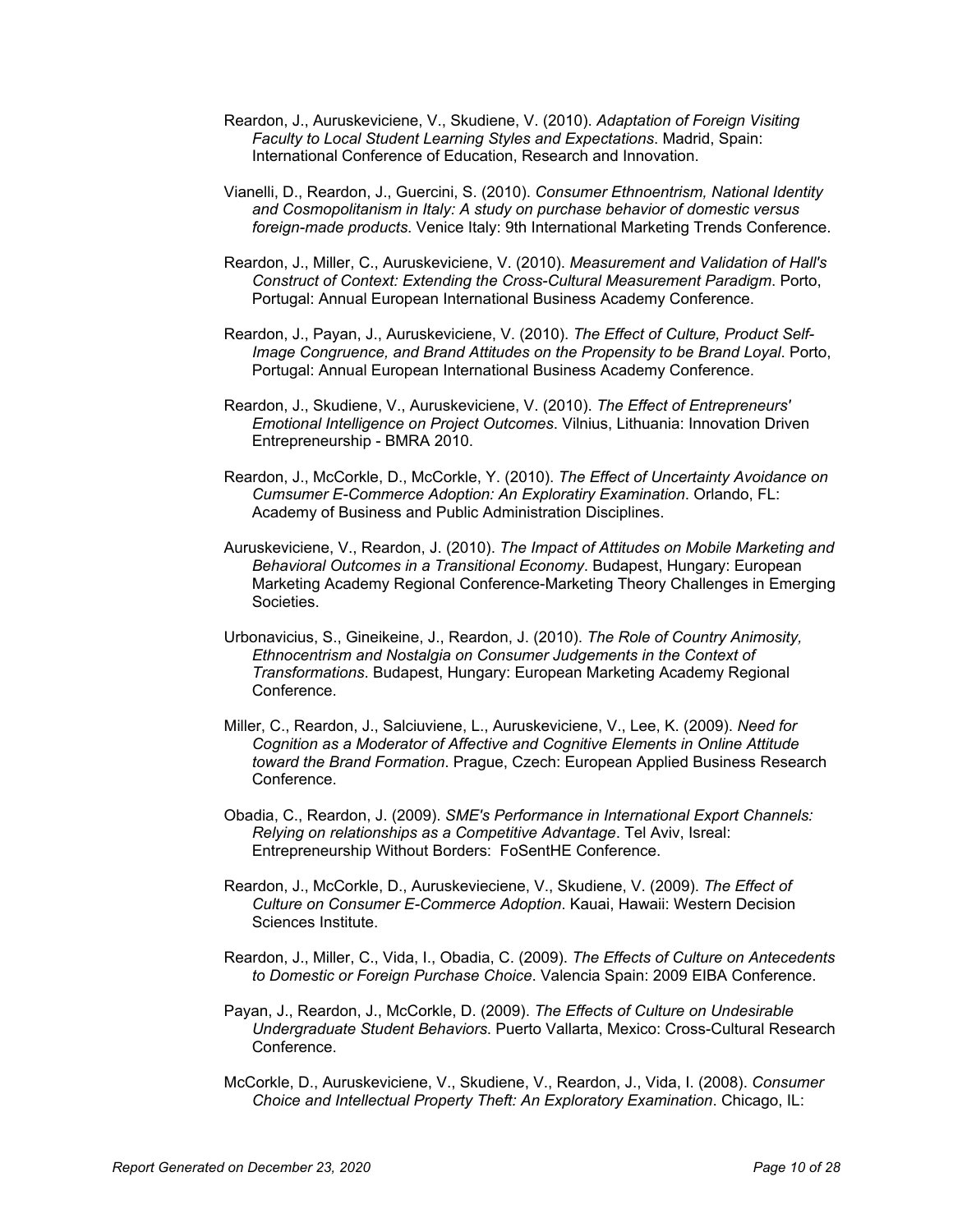Reardon, J., Auruskeviciene, V., Skudiene, V. (2010). *Adaptation of Foreign Visiting Faculty to Local Student Learning Styles and Expectations*. Madrid, Spain: International Conference of Education, Research and Innovation.

Vianelli, D., Reardon, J., Guercini, S. (2010). *Consumer Ethnoentrism, National Identity and Cosmopolitanism in Italy: A study on purchase behavior of domestic versus foreign-made products*. Venice Italy: 9th International Marketing Trends Conference.

Reardon, J., Miller, C., Auruskeviciene, V. (2010). *Measurement and Validation of Hall's Construct of Context: Extending the Cross-Cultural Measurement Paradigm*. Porto, Portugal: Annual European International Business Academy Conference.

Reardon, J., Payan, J., Auruskeviciene, V. (2010). *The Effect of Culture, Product Self-Image Congruence, and Brand Attitudes on the Propensity to be Brand Loyal*. Porto, Portugal: Annual European International Business Academy Conference.

Reardon, J., Skudiene, V., Auruskeviciene, V. (2010). *The Effect of Entrepreneurs' Emotional Intelligence on Project Outcomes*. Vilnius, Lithuania: Innovation Driven Entrepreneurship - BMRA 2010.

Reardon, J., McCorkle, D., McCorkle, Y. (2010). *The Effect of Uncertainty Avoidance on Cumsumer E-Commerce Adoption: An Exploratiry Examination*. Orlando, FL: Academy of Business and Public Administration Disciplines.

Auruskeviciene, V., Reardon, J. (2010). *The Impact of Attitudes on Mobile Marketing and Behavioral Outcomes in a Transitional Economy*. Budapest, Hungary: European Marketing Academy Regional Conference-Marketing Theory Challenges in Emerging Societies.

Urbonavicius, S., Gineikeine, J., Reardon, J. (2010). *The Role of Country Animosity, Ethnocentrism and Nostalgia on Consumer Judgements in the Context of Transformations*. Budapest, Hungary: European Marketing Academy Regional Conference.

Miller, C., Reardon, J., Salciuviene, L., Auruskeviciene, V., Lee, K. (2009). *Need for Cognition as a Moderator of Affective and Cognitive Elements in Online Attitude toward the Brand Formation*. Prague, Czech: European Applied Business Research Conference.

Obadia, C., Reardon, J. (2009). *SME's Performance in International Export Channels: Relying on relationships as a Competitive Advantage*. Tel Aviv, Isreal: Entrepreneurship Without Borders: FoSentHE Conference.

Reardon, J., McCorkle, D., Auruskevieciene, V., Skudiene, V. (2009). *The Effect of Culture on Consumer E-Commerce Adoption*. Kauai, Hawaii: Western Decision Sciences Institute.

Reardon, J., Miller, C., Vida, I., Obadia, C. (2009). *The Effects of Culture on Antecedents to Domestic or Foreign Purchase Choice*. Valencia Spain: 2009 EIBA Conference.

Payan, J., Reardon, J., McCorkle, D. (2009). *The Effects of Culture on Undesirable Undergraduate Student Behaviors*. Puerto Vallarta, Mexico: Cross-Cultural Research Conference.

McCorkle, D., Auruskeviciene, V., Skudiene, V., Reardon, J., Vida, I. (2008). *Consumer Choice and Intellectual Property Theft: An Exploratory Examination*. Chicago, IL: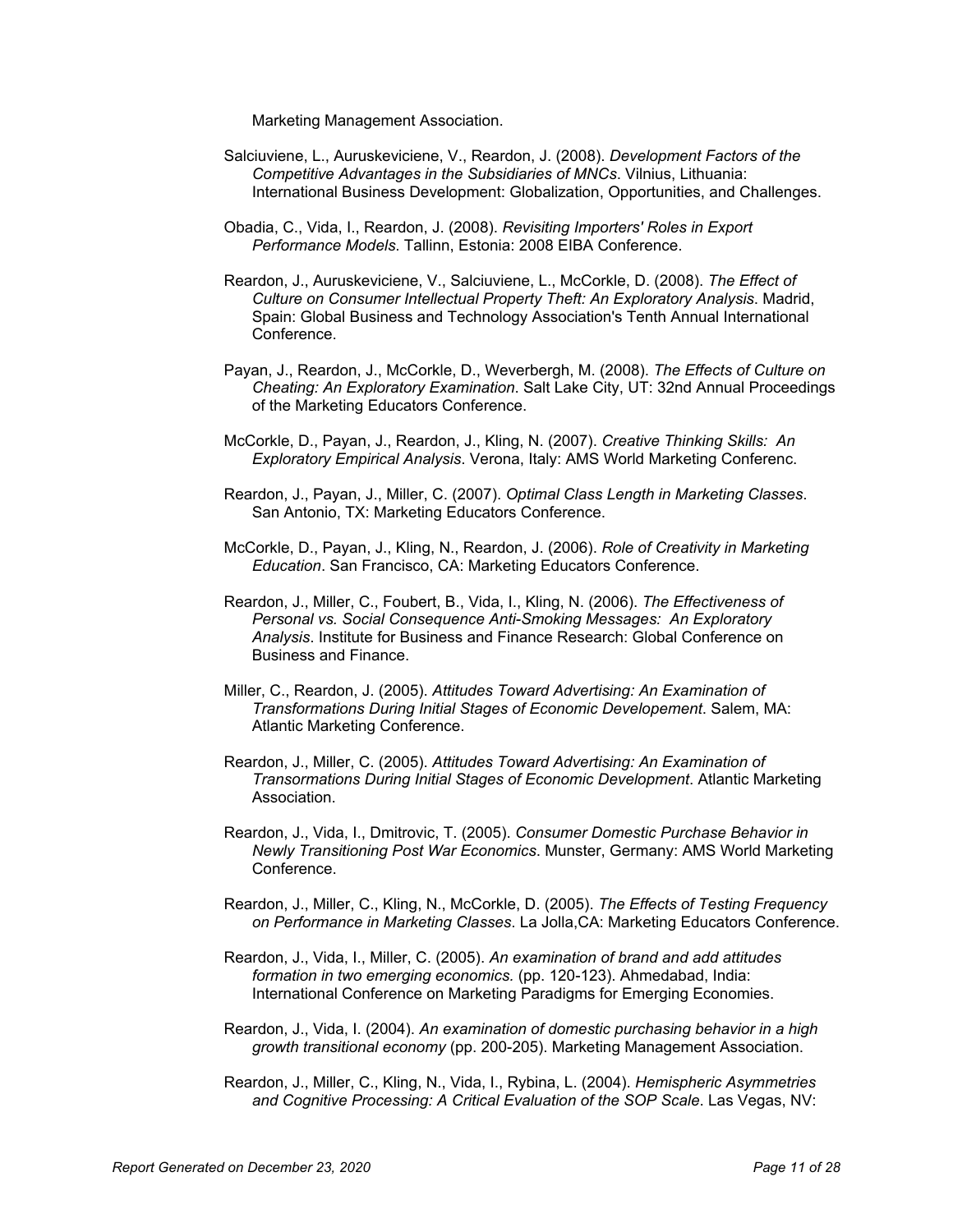Marketing Management Association.

Salciuviene, L., Auruskeviciene, V., Reardon, J. (2008). *Development Factors of the Competitive Advantages in the Subsidiaries of MNCs*. Vilnius, Lithuania: International Business Development: Globalization, Opportunities, and Challenges.

Obadia, C., Vida, I., Reardon, J. (2008). *Revisiting Importers' Roles in Export Performance Models*. Tallinn, Estonia: 2008 EIBA Conference.

Reardon, J., Auruskeviciene, V., Salciuviene, L., McCorkle, D. (2008). *The Effect of Culture on Consumer Intellectual Property Theft: An Exploratory Analysis*. Madrid, Spain: Global Business and Technology Association's Tenth Annual International Conference.

Payan, J., Reardon, J., McCorkle, D., Weverbergh, M. (2008). *The Effects of Culture on Cheating: An Exploratory Examination*. Salt Lake City, UT: 32nd Annual Proceedings of the Marketing Educators Conference.

McCorkle, D., Payan, J., Reardon, J., Kling, N. (2007). *Creative Thinking Skills: An Exploratory Empirical Analysis*. Verona, Italy: AMS World Marketing Conferenc.

Reardon, J., Payan, J., Miller, C. (2007). *Optimal Class Length in Marketing Classes*. San Antonio, TX: Marketing Educators Conference.

McCorkle, D., Payan, J., Kling, N., Reardon, J. (2006). *Role of Creativity in Marketing Education*. San Francisco, CA: Marketing Educators Conference.

Reardon, J., Miller, C., Foubert, B., Vida, I., Kling, N. (2006). *The Effectiveness of Personal vs. Social Consequence Anti-Smoking Messages: An Exploratory Analysis*. Institute for Business and Finance Research: Global Conference on Business and Finance.

Miller, C., Reardon, J. (2005). *Attitudes Toward Advertising: An Examination of Transformations During Initial Stages of Economic Developement*. Salem, MA: Atlantic Marketing Conference.

Reardon, J., Miller, C. (2005). *Attitudes Toward Advertising: An Examination of Transormations During Initial Stages of Economic Development*. Atlantic Marketing Association.

Reardon, J., Vida, I., Dmitrovic, T. (2005). *Consumer Domestic Purchase Behavior in Newly Transitioning Post War Economics*. Munster, Germany: AMS World Marketing Conference.

Reardon, J., Miller, C., Kling, N., McCorkle, D. (2005). *The Effects of Testing Frequency on Performance in Marketing Classes*. La Jolla,CA: Marketing Educators Conference.

Reardon, J., Vida, I., Miller, C. (2005). *An examination of brand and add attitudes formation in two emerging economics.* (pp. 120-123). Ahmedabad, India: International Conference on Marketing Paradigms for Emerging Economies.

Reardon, J., Vida, I. (2004). *An examination of domestic purchasing behavior in a high growth transitional economy* (pp. 200-205). Marketing Management Association.

Reardon, J., Miller, C., Kling, N., Vida, I., Rybina, L. (2004). *Hemispheric Asymmetries and Cognitive Processing: A Critical Evaluation of the SOP Scale*. Las Vegas, NV: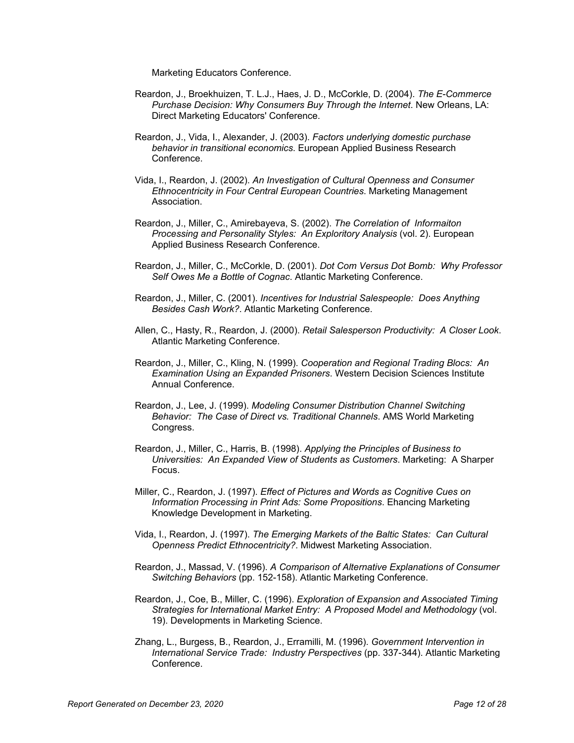Marketing Educators Conference.

Reardon, J., Broekhuizen, T. L.J., Haes, J. D., McCorkle, D. (2004). *The E-Commerce Purchase Decision: Why Consumers Buy Through the Internet*. New Orleans, LA: Direct Marketing Educators' Conference.

Reardon, J., Vida, I., Alexander, J. (2003). *Factors underlying domestic purchase behavior in transitional economics*. European Applied Business Research Conference.

Vida, I., Reardon, J. (2002). *An Investigation of Cultural Openness and Consumer Ethnocentricity in Four Central European Countries*. Marketing Management Association.

Reardon, J., Miller, C., Amirebayeva, S. (2002). *The Correlation of Informaiton Processing and Personality Styles: An Exploritory Analysis* (vol. 2). European Applied Business Research Conference.

Reardon, J., Miller, C., McCorkle, D. (2001). *Dot Com Versus Dot Bomb: Why Professor Self Owes Me a Bottle of Cognac*. Atlantic Marketing Conference.

Reardon, J., Miller, C. (2001). *Incentives for Industrial Salespeople: Does Anything Besides Cash Work?*. Atlantic Marketing Conference.

Allen, C., Hasty, R., Reardon, J. (2000). *Retail Salesperson Productivity: A Closer Look*. Atlantic Marketing Conference.

Reardon, J., Miller, C., Kling, N. (1999). *Cooperation and Regional Trading Blocs: An Examination Using an Expanded Prisoners*. Western Decision Sciences Institute Annual Conference.

Reardon, J., Lee, J. (1999). *Modeling Consumer Distribution Channel Switching Behavior: The Case of Direct vs. Traditional Channels*. AMS World Marketing Congress.

Reardon, J., Miller, C., Harris, B. (1998). *Applying the Principles of Business to Universities: An Expanded View of Students as Customers*. Marketing: A Sharper Focus.

Miller, C., Reardon, J. (1997). *Effect of Pictures and Words as Cognitive Cues on Information Processing in Print Ads: Some Propositions*. Ehancing Marketing Knowledge Development in Marketing.

Vida, I., Reardon, J. (1997). *The Emerging Markets of the Baltic States: Can Cultural Openness Predict Ethnocentricity?*. Midwest Marketing Association.

Reardon, J., Massad, V. (1996). *A Comparison of Alternative Explanations of Consumer Switching Behaviors* (pp. 152-158). Atlantic Marketing Conference.

Reardon, J., Coe, B., Miller, C. (1996). *Exploration of Expansion and Associated Timing Strategies for International Market Entry: A Proposed Model and Methodology* (vol. 19). Developments in Marketing Science.

Zhang, L., Burgess, B., Reardon, J., Erramilli, M. (1996). *Government Intervention in International Service Trade: Industry Perspectives* (pp. 337-344). Atlantic Marketing Conference.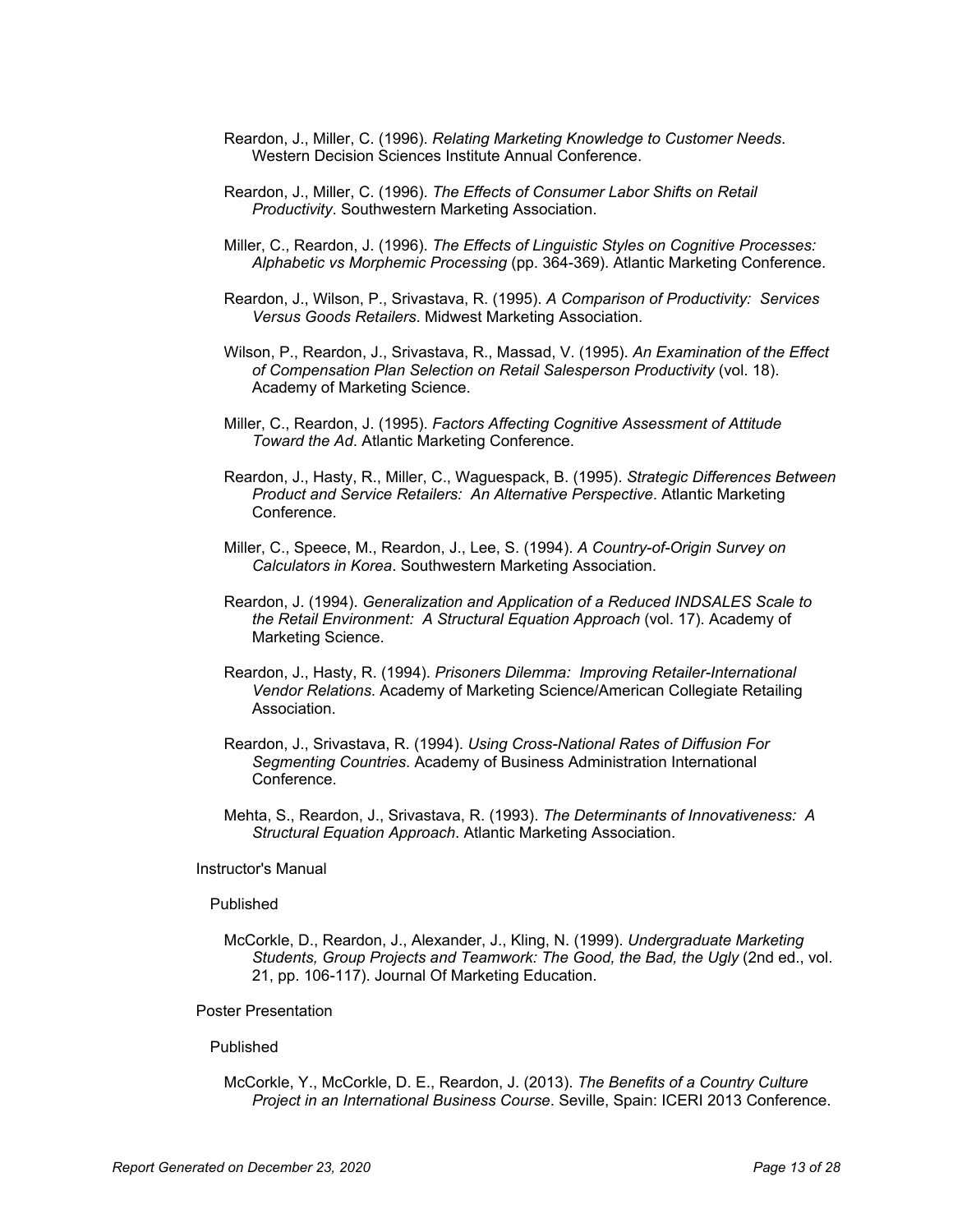Reardon, J., Miller, C. (1996). *Relating Marketing Knowledge to Customer Needs*. Western Decision Sciences Institute Annual Conference.

Reardon, J., Miller, C. (1996). *The Effects of Consumer Labor Shifts on Retail Productivity*. Southwestern Marketing Association.

Miller, C., Reardon, J. (1996). *The Effects of Linguistic Styles on Cognitive Processes: Alphabetic vs Morphemic Processing* (pp. 364-369). Atlantic Marketing Conference.

Reardon, J., Wilson, P., Srivastava, R. (1995). *A Comparison of Productivity: Services Versus Goods Retailers*. Midwest Marketing Association.

Wilson, P., Reardon, J., Srivastava, R., Massad, V. (1995). *An Examination of the Effect of Compensation Plan Selection on Retail Salesperson Productivity* (vol. 18). Academy of Marketing Science.

Miller, C., Reardon, J. (1995). *Factors Affecting Cognitive Assessment of Attitude Toward the Ad*. Atlantic Marketing Conference.

Reardon, J., Hasty, R., Miller, C., Waguespack, B. (1995). *Strategic Differences Between Product and Service Retailers: An Alternative Perspective*. Atlantic Marketing Conference.

Miller, C., Speece, M., Reardon, J., Lee, S. (1994). *A Country-of-Origin Survey on Calculators in Korea*. Southwestern Marketing Association.

Reardon, J. (1994). *Generalization and Application of a Reduced INDSALES Scale to the Retail Environment: A Structural Equation Approach* (vol. 17). Academy of Marketing Science.

Reardon, J., Hasty, R. (1994). *Prisoners Dilemma: Improving Retailer-International Vendor Relations*. Academy of Marketing Science/American Collegiate Retailing Association.

Reardon, J., Srivastava, R. (1994). *Using Cross-National Rates of Diffusion For Segmenting Countries*. Academy of Business Administration International Conference.

Mehta, S., Reardon, J., Srivastava, R. (1993). *The Determinants of Innovativeness: A Structural Equation Approach*. Atlantic Marketing Association.

Instructor's Manual

Published

McCorkle, D., Reardon, J., Alexander, J., Kling, N. (1999). *Undergraduate Marketing Students, Group Projects and Teamwork: The Good, the Bad, the Ugly* (2nd ed., vol. 21, pp. 106-117). Journal Of Marketing Education.

Poster Presentation

Published

McCorkle, Y., McCorkle, D. E., Reardon, J. (2013). *The Benefits of a Country Culture Project in an International Business Course*. Seville, Spain: ICERI 2013 Conference.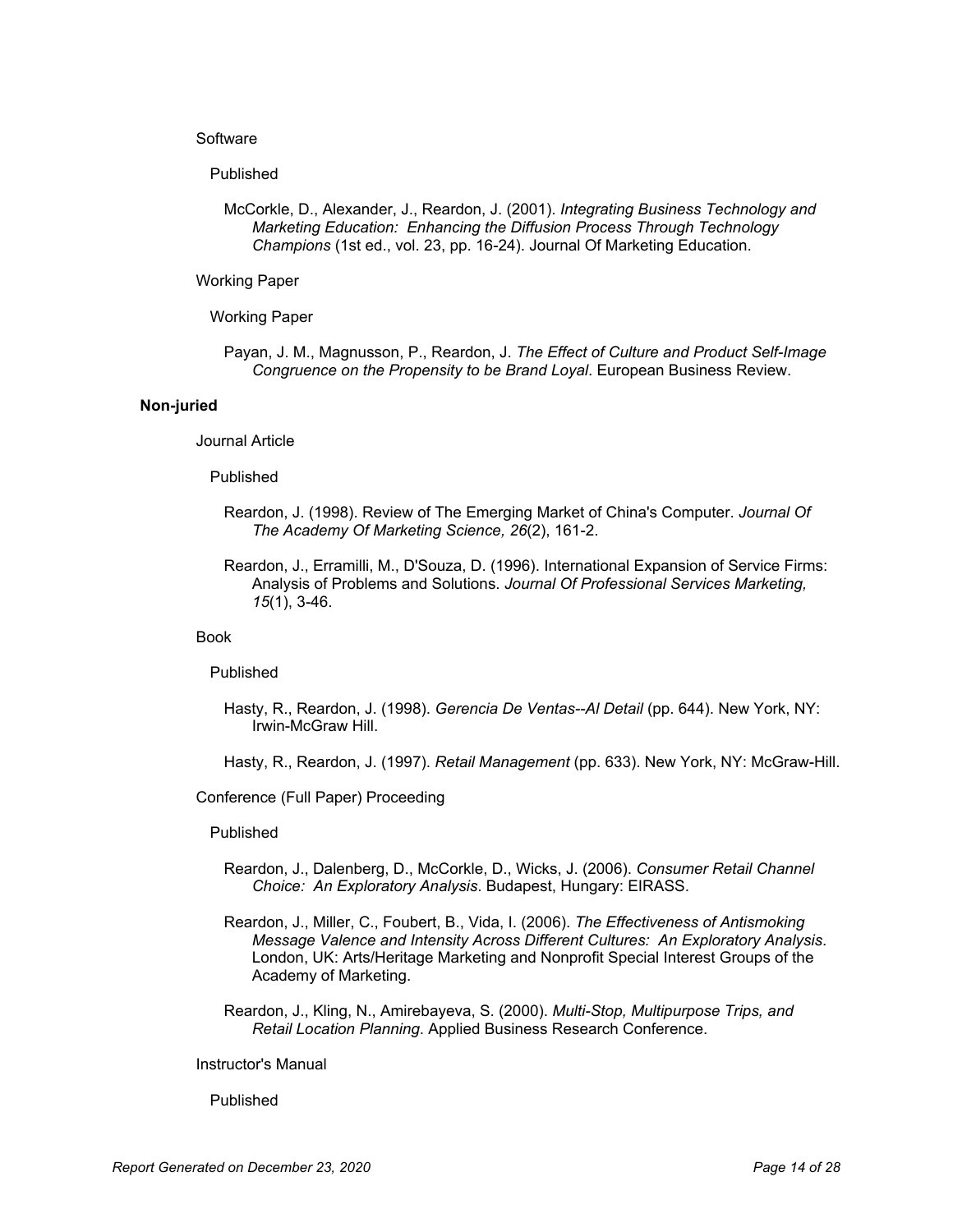Software

Published

McCorkle, D., Alexander, J., Reardon, J. (2001). *Integrating Business Technology and Marketing Education: Enhancing the Diffusion Process Through Technology Champions* (1st ed., vol. 23, pp. 16-24). Journal Of Marketing Education.

Working Paper

Working Paper

Payan, J. M., Magnusson, P., Reardon, J. *The Effect of Culture and Product Self-Image Congruence on the Propensity to be Brand Loyal*. European Business Review.

**Non-juried**

Journal Article

Published

Reardon, J. (1998). Review of The Emerging Market of China's Computer. *Journal Of The Academy Of Marketing Science, 26*(2), 161-2.

Reardon, J., Erramilli, M., D'Souza, D. (1996). International Expansion of Service Firms: Analysis of Problems and Solutions. *Journal Of Professional Services Marketing, 15*(1), 3-46.

Book

Published

Hasty, R., Reardon, J. (1998). *Gerencia De Ventas--Al Detail* (pp. 644). New York, NY: Irwin-McGraw Hill.

Hasty, R., Reardon, J. (1997). *Retail Management* (pp. 633). New York, NY: McGraw-Hill.

Conference (Full Paper) Proceeding

Published

Reardon, J., Dalenberg, D., McCorkle, D., Wicks, J. (2006). *Consumer Retail Channel Choice: An Exploratory Analysis*. Budapest, Hungary: EIRASS.

Reardon, J., Miller, C., Foubert, B., Vida, I. (2006). *The Effectiveness of Antismoking Message Valence and Intensity Across Different Cultures: An Exploratory Analysis*. London, UK: Arts/Heritage Marketing and Nonprofit Special Interest Groups of the Academy of Marketing.

Reardon, J., Kling, N., Amirebayeva, S. (2000). *Multi-Stop, Multipurpose Trips, and Retail Location Planning*. Applied Business Research Conference.

Instructor's Manual

Published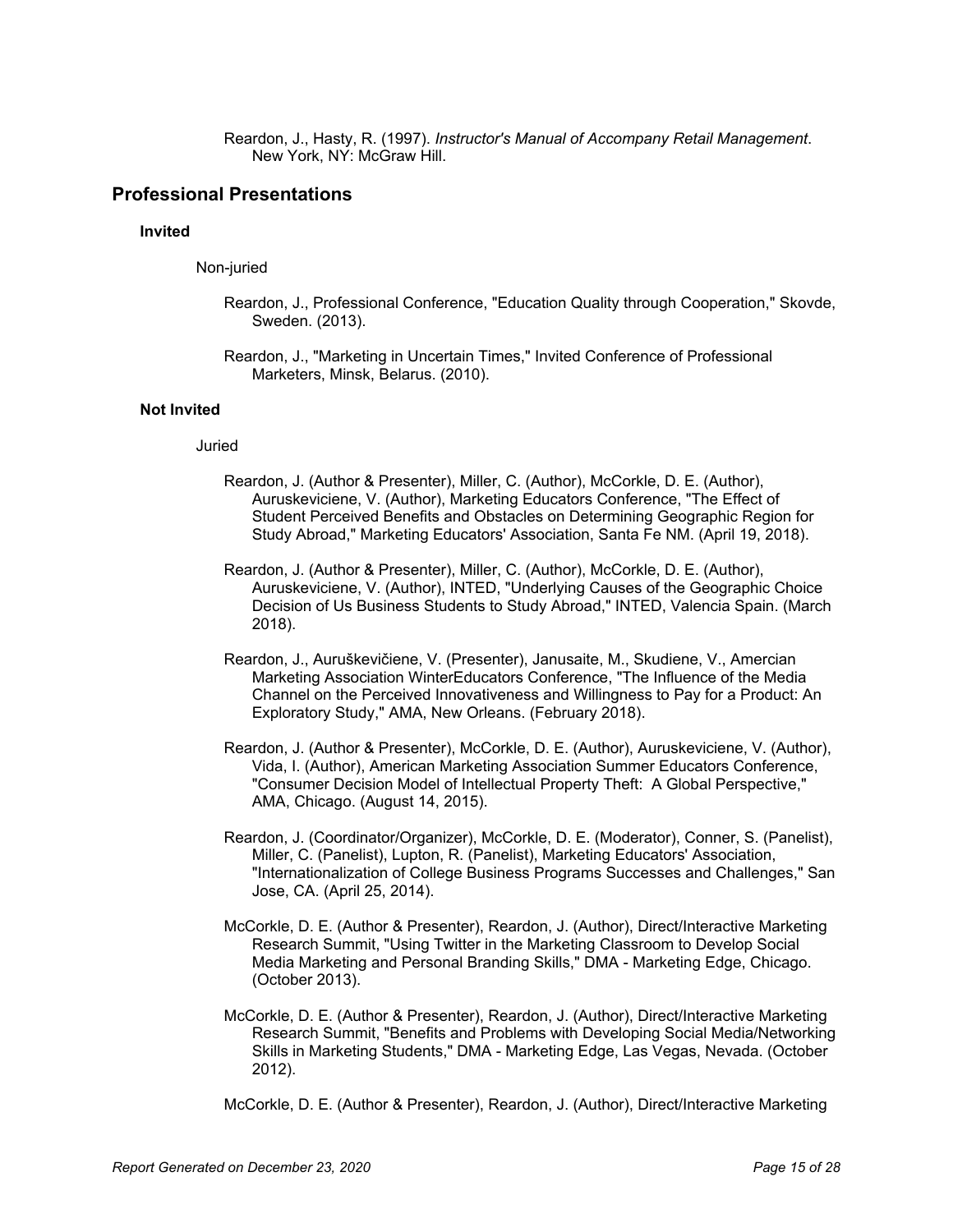Reardon, J., Hasty, R. (1997). *Instructor's Manual of Accompany Retail Management*. New York, NY: McGraw Hill.

## Professional Presentations

### Invited

Non-juried

Reardon, J., Professional Conference, "Education Quality through Cooperation," Skovde, Sweden. (2013).

Reardon, J., "Marketing in Uncertain Times," Invited Conference of Professional Marketers, Minsk, Belarus. (2010).

### Not Invited

Juried

Reardon, J. (Author & Presenter), Miller, C. (Author), McCorkle, D. E. (Author), Auruskeviciene, V. (Author), Marketing Educators Conference, "The Effect of Student Perceived Benefits and Obstacles on Determining Geographic Region for Study Abroad," Marketing Educators' Association, Santa Fe NM. (April 19, 2018).

Reardon, J. (Author & Presenter), Miller, C. (Author), McCorkle, D. E. (Author), Auruskeviciene, V. (Author), INTED, "Underlying Causes of the Geographic Choice Decision of Us Business Students to Study Abroad," INTED, Valencia Spain. (March 2018).

Reardon, J., Auruškevičiene, V. (Presenter), Janusaite, M., Skudiene, V., Amercian Marketing Association WinterEducators Conference, "The Influence of the Media Channel on the Perceived Innovativeness and Willingness to Pay for a Product: An Exploratory Study," AMA, New Orleans. (February 2018).

Reardon, J. (Author & Presenter), McCorkle, D. E. (Author), Auruskeviciene, V. (Author), Vida, I. (Author), American Marketing Association Summer Educators Conference, "Consumer Decision Model of Intellectual Property Theft: A Global Perspective," AMA, Chicago. (August 14, 2015).

Reardon, J. (Coordinator/Organizer), McCorkle, D. E. (Moderator), Conner, S. (Panelist), Miller, C. (Panelist), Lupton, R. (Panelist), Marketing Educators' Association, "Internationalization of College Business Programs Successes and Challenges," San Jose, CA. (April 25, 2014).

McCorkle, D. E. (Author & Presenter), Reardon, J. (Author), Direct/Interactive Marketing Research Summit, "Using Twitter in the Marketing Classroom to Develop Social Media Marketing and Personal Branding Skills," DMA - Marketing Edge, Chicago. (October 2013).

McCorkle, D. E. (Author & Presenter), Reardon, J. (Author), Direct/Interactive Marketing Research Summit, "Benefits and Problems with Developing Social Media/Networking Skills in Marketing Students," DMA - Marketing Edge, Las Vegas, Nevada. (October 2012).

McCorkle, D. E. (Author & Presenter), Reardon, J. (Author), Direct/Interactive Marketing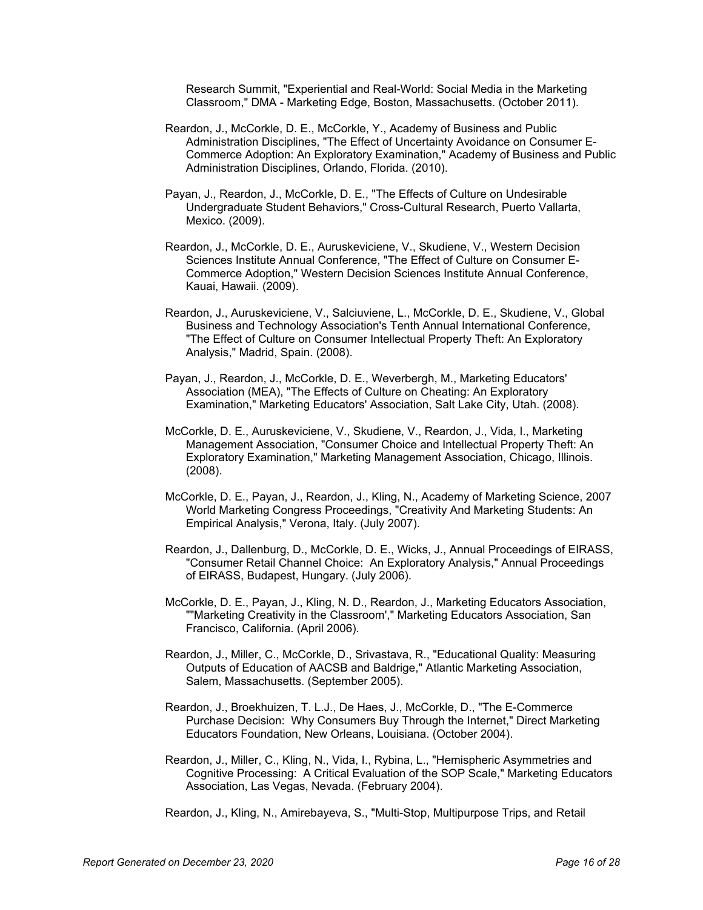Research Summit, "Experiential and Real-World: Social Media in the Marketing Classroom," DMA - Marketing Edge, Boston, Massachusetts. (October 2011).

Reardon, J., McCorkle, D. E., McCorkle, Y., Academy of Business and Public Administration Disciplines, "The Effect of Uncertainty Avoidance on Consumer E-Commerce Adoption: An Exploratory Examination," Academy of Business and Public Administration Disciplines, Orlando, Florida. (2010).

Payan, J., Reardon, J., McCorkle, D. E., "The Effects of Culture on Undesirable Undergraduate Student Behaviors," Cross-Cultural Research, Puerto Vallarta, Mexico. (2009).

Reardon, J., McCorkle, D. E., Auruskeviciene, V., Skudiene, V., Western Decision Sciences Institute Annual Conference, "The Effect of Culture on Consumer E-Commerce Adoption," Western Decision Sciences Institute Annual Conference, Kauai, Hawaii. (2009).

Reardon, J., Auruskeviciene, V., Salciuviene, L., McCorkle, D. E., Skudiene, V., Global Business and Technology Association's Tenth Annual International Conference, "The Effect of Culture on Consumer Intellectual Property Theft: An Exploratory Analysis," Madrid, Spain. (2008).

Payan, J., Reardon, J., McCorkle, D. E., Weverbergh, M., Marketing Educators' Association (MEA), "The Effects of Culture on Cheating: An Exploratory Examination," Marketing Educators' Association, Salt Lake City, Utah. (2008).

McCorkle, D. E., Auruskeviciene, V., Skudiene, V., Reardon, J., Vida, I., Marketing Management Association, "Consumer Choice and Intellectual Property Theft: An Exploratory Examination," Marketing Management Association, Chicago, Illinois. (2008).

McCorkle, D. E., Payan, J., Reardon, J., Kling, N., Academy of Marketing Science, 2007 World Marketing Congress Proceedings, "Creativity And Marketing Students: An Empirical Analysis," Verona, Italy. (July 2007).

Reardon, J., Dallenburg, D., McCorkle, D. E., Wicks, J., Annual Proceedings of EIRASS, "Consumer Retail Channel Choice: An Exploratory Analysis," Annual Proceedings of EIRASS, Budapest, Hungary. (July 2006).

McCorkle, D. E., Payan, J., Kling, N. D., Reardon, J., Marketing Educators Association, ""Marketing Creativity in the Classroom'," Marketing Educators Association, San Francisco, California. (April 2006).

Reardon, J., Miller, C., McCorkle, D., Srivastava, R., "Educational Quality: Measuring Outputs of Education of AACSB and Baldrige," Atlantic Marketing Association, Salem, Massachusetts. (September 2005).

Reardon, J., Broekhuizen, T. L.J., De Haes, J., McCorkle, D., "The E-Commerce Purchase Decision: Why Consumers Buy Through the Internet," Direct Marketing Educators Foundation, New Orleans, Louisiana. (October 2004).

Reardon, J., Miller, C., Kling, N., Vida, I., Rybina, L., "Hemispheric Asymmetries and Cognitive Processing: A Critical Evaluation of the SOP Scale," Marketing Educators Association, Las Vegas, Nevada. (February 2004).

Reardon, J., Kling, N., Amirebayeva, S., "Multi-Stop, Multipurpose Trips, and Retail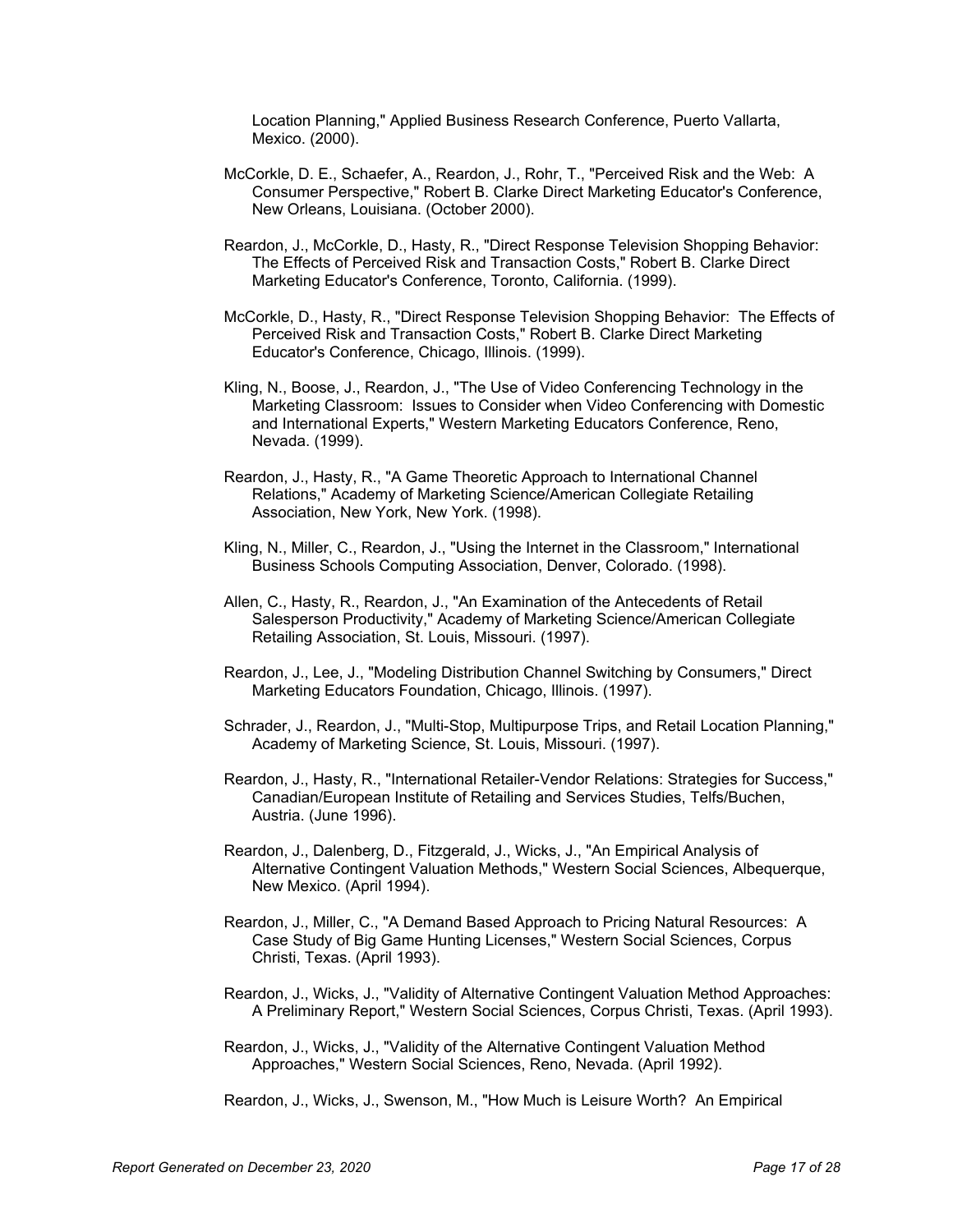Location Planning," Applied Business Research Conference, Puerto Vallarta, Mexico. (2000).

McCorkle, D. E., Schaefer, A., Reardon, J., Rohr, T., "Perceived Risk and the Web: A Consumer Perspective," Robert B. Clarke Direct Marketing Educator's Conference, New Orleans, Louisiana. (October 2000).

Reardon, J., McCorkle, D., Hasty, R., "Direct Response Television Shopping Behavior: The Effects of Perceived Risk and Transaction Costs," Robert B. Clarke Direct Marketing Educator's Conference, Toronto, California. (1999).

McCorkle, D., Hasty, R., "Direct Response Television Shopping Behavior: The Effects of Perceived Risk and Transaction Costs," Robert B. Clarke Direct Marketing Educator's Conference, Chicago, Illinois. (1999).

Kling, N., Boose, J., Reardon, J., "The Use of Video Conferencing Technology in the Marketing Classroom: Issues to Consider when Video Conferencing with Domestic and International Experts," Western Marketing Educators Conference, Reno, Nevada. (1999).

Reardon, J., Hasty, R., "A Game Theoretic Approach to International Channel Relations," Academy of Marketing Science/American Collegiate Retailing Association, New York, New York. (1998).

Kling, N., Miller, C., Reardon, J., "Using the Internet in the Classroom," International Business Schools Computing Association, Denver, Colorado. (1998).

Allen, C., Hasty, R., Reardon, J., "An Examination of the Antecedents of Retail Salesperson Productivity," Academy of Marketing Science/American Collegiate Retailing Association, St. Louis, Missouri. (1997).

Reardon, J., Lee, J., "Modeling Distribution Channel Switching by Consumers," Direct Marketing Educators Foundation, Chicago, Illinois. (1997).

Schrader, J., Reardon, J., "Multi-Stop, Multipurpose Trips, and Retail Location Planning," Academy of Marketing Science, St. Louis, Missouri. (1997).

Reardon, J., Hasty, R., "International Retailer-Vendor Relations: Strategies for Success," Canadian/European Institute of Retailing and Services Studies, Telfs/Buchen, Austria. (June 1996).

Reardon, J., Dalenberg, D., Fitzgerald, J., Wicks, J., "An Empirical Analysis of Alternative Contingent Valuation Methods," Western Social Sciences, Albequerque, New Mexico. (April 1994).

Reardon, J., Miller, C., "A Demand Based Approach to Pricing Natural Resources: A Case Study of Big Game Hunting Licenses," Western Social Sciences, Corpus Christi, Texas. (April 1993).

Reardon, J., Wicks, J., "Validity of Alternative Contingent Valuation Method Approaches: A Preliminary Report," Western Social Sciences, Corpus Christi, Texas. (April 1993).

Reardon, J., Wicks, J., "Validity of the Alternative Contingent Valuation Method Approaches," Western Social Sciences, Reno, Nevada. (April 1992).

Reardon, J., Wicks, J., Swenson, M., "How Much is Leisure Worth? An Empirical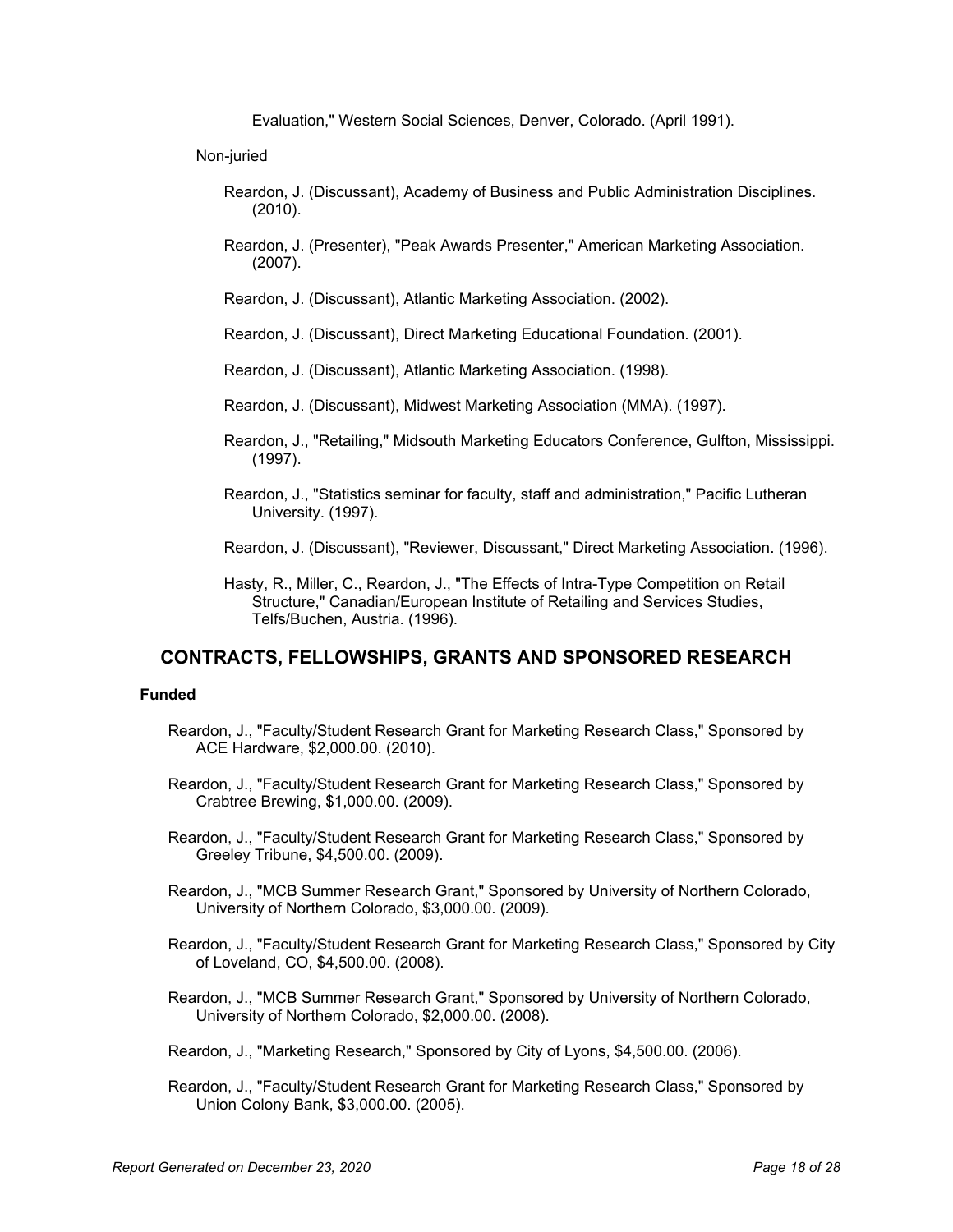Evaluation," Western Social Sciences, Denver, Colorado. (April 1991).

Non-juried

Reardon, J. (Discussant), Academy of Business and Public Administration Disciplines. (2010).

Reardon, J. (Presenter), "Peak Awards Presenter," American Marketing Association. (2007).

Reardon, J. (Discussant), Atlantic Marketing Association. (2002).

Reardon, J. (Discussant), Direct Marketing Educational Foundation. (2001).

Reardon, J. (Discussant), Atlantic Marketing Association. (1998).

Reardon, J. (Discussant), Midwest Marketing Association (MMA). (1997).

Reardon, J., "Retailing," Midsouth Marketing Educators Conference, Gulfton, Mississippi. (1997).

Reardon, J., "Statistics seminar for faculty, staff and administration," Pacific Lutheran University. (1997).

Reardon, J. (Discussant), "Reviewer, Discussant," Direct Marketing Association. (1996).

Hasty, R., Miller, C., Reardon, J., "The Effects of Intra-Type Competition on Retail Structure," Canadian/European Institute of Retailing and Services Studies, Telfs/Buchen, Austria. (1996).

## CONTRACTS, FELLOWSHIPS, GRANTS AND SPONSORED RESEARCH

**Funded**

Reardon, J., "Faculty/Student Research Grant for Marketing Research Class," Sponsored by ACE Hardware, $2,000.00. (2010).

Reardon, J., "Faculty/Student Research Grant for Marketing Research Class," Sponsored by Crabtree Brewing, $1,000.00. (2009).

Reardon, J., "Faculty/Student Research Grant for Marketing Research Class," Sponsored by Greeley Tribune, $4,500.00. (2009).

Reardon, J., "MCB Summer Research Grant," Sponsored by University of Northern Colorado, University of Northern Colorado, $3,000.00. (2009).

Reardon, J., "Faculty/Student Research Grant for Marketing Research Class," Sponsored by City of Loveland, CO, $4,500.00. (2008).

Reardon, J., "MCB Summer Research Grant," Sponsored by University of Northern Colorado, University of Northern Colorado, $2,000.00. (2008).

Reardon, J., "Marketing Research," Sponsored by City of Lyons, $4,500.00. (2006).

Reardon, J., "Faculty/Student Research Grant for Marketing Research Class," Sponsored by Union Colony Bank, $3,000.00. (2005).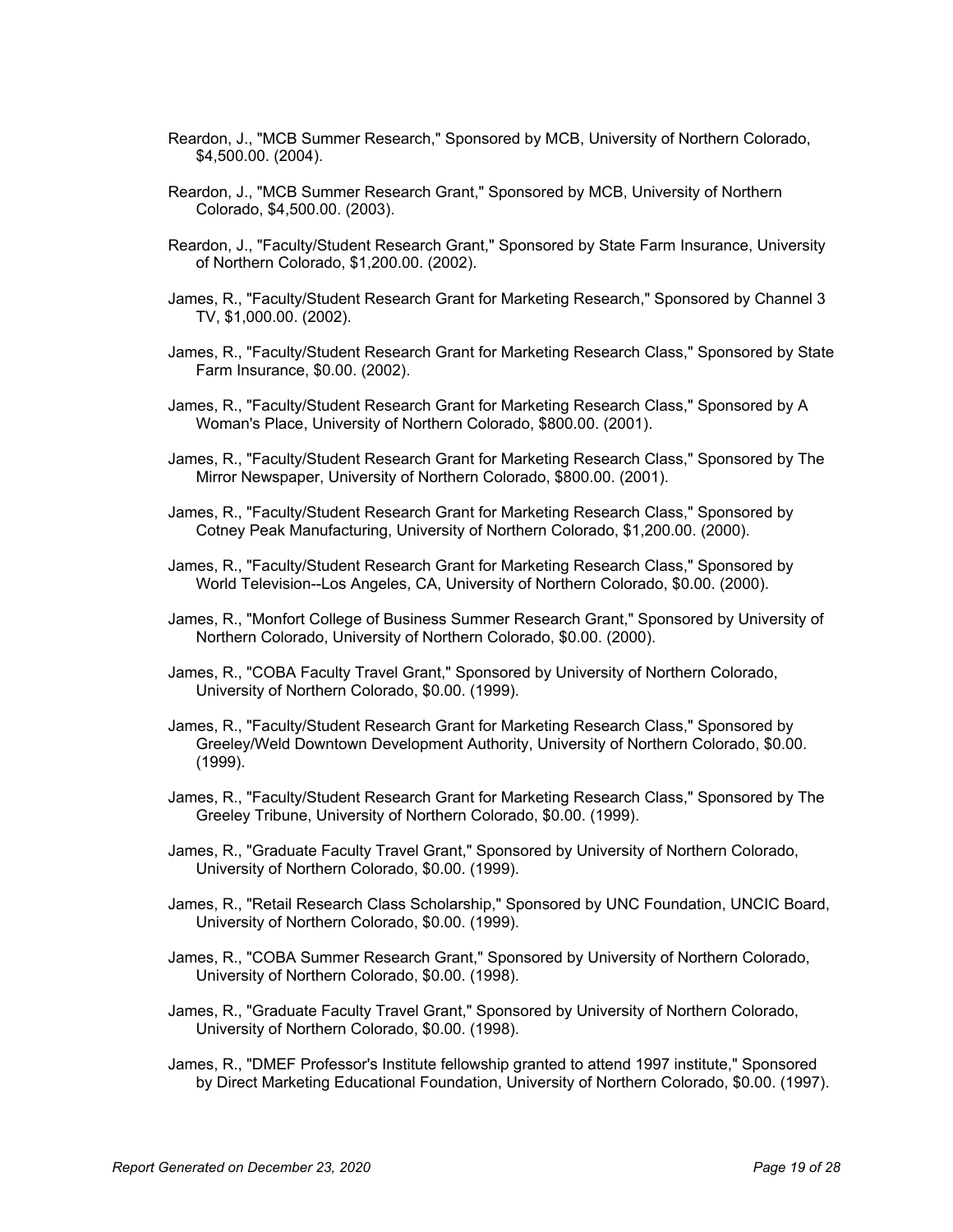Reardon, J., "MCB Summer Research," Sponsored by MCB, University of Northern Colorado, $4,500.00. (2004).

Reardon, J., "MCB Summer Research Grant," Sponsored by MCB, University of Northern Colorado, $4,500.00. (2003).

Reardon, J., "Faculty/Student Research Grant," Sponsored by State Farm Insurance, University of Northern Colorado, $1,200.00. (2002).

James, R., "Faculty/Student Research Grant for Marketing Research," Sponsored by Channel 3 TV, $1,000.00. (2002).

James, R., "Faculty/Student Research Grant for Marketing Research Class," Sponsored by State Farm Insurance, $0.00. (2002).

James, R., "Faculty/Student Research Grant for Marketing Research Class," Sponsored by A Woman's Place, University of Northern Colorado, $800.00. (2001).

James, R., "Faculty/Student Research Grant for Marketing Research Class," Sponsored by The Mirror Newspaper, University of Northern Colorado, $800.00. (2001).

James, R., "Faculty/Student Research Grant for Marketing Research Class," Sponsored by Cotney Peak Manufacturing, University of Northern Colorado, $1,200.00. (2000).

James, R., "Faculty/Student Research Grant for Marketing Research Class," Sponsored by World Television--Los Angeles, CA, University of Northern Colorado, $0.00. (2000).

James, R., "Monfort College of Business Summer Research Grant," Sponsored by University of Northern Colorado, University of Northern Colorado, $0.00. (2000).

James, R., "COBA Faculty Travel Grant," Sponsored by University of Northern Colorado, University of Northern Colorado, $0.00. (1999).

James, R., "Faculty/Student Research Grant for Marketing Research Class," Sponsored by Greeley/Weld Downtown Development Authority, University of Northern Colorado, $0.00. (1999).

James, R., "Faculty/Student Research Grant for Marketing Research Class," Sponsored by The Greeley Tribune, University of Northern Colorado, $0.00. (1999).

James, R., "Graduate Faculty Travel Grant," Sponsored by University of Northern Colorado, University of Northern Colorado, $0.00. (1999).

James, R., "Retail Research Class Scholarship," Sponsored by UNC Foundation, UNCIC Board, University of Northern Colorado, $0.00. (1999).

James, R., "COBA Summer Research Grant," Sponsored by University of Northern Colorado, University of Northern Colorado, $0.00. (1998).

James, R., "Graduate Faculty Travel Grant," Sponsored by University of Northern Colorado, University of Northern Colorado, $0.00. (1998).

James, R., "DMEF Professor's Institute fellowship granted to attend 1997 institute," Sponsored by Direct Marketing Educational Foundation, University of Northern Colorado, $0.00. (1997).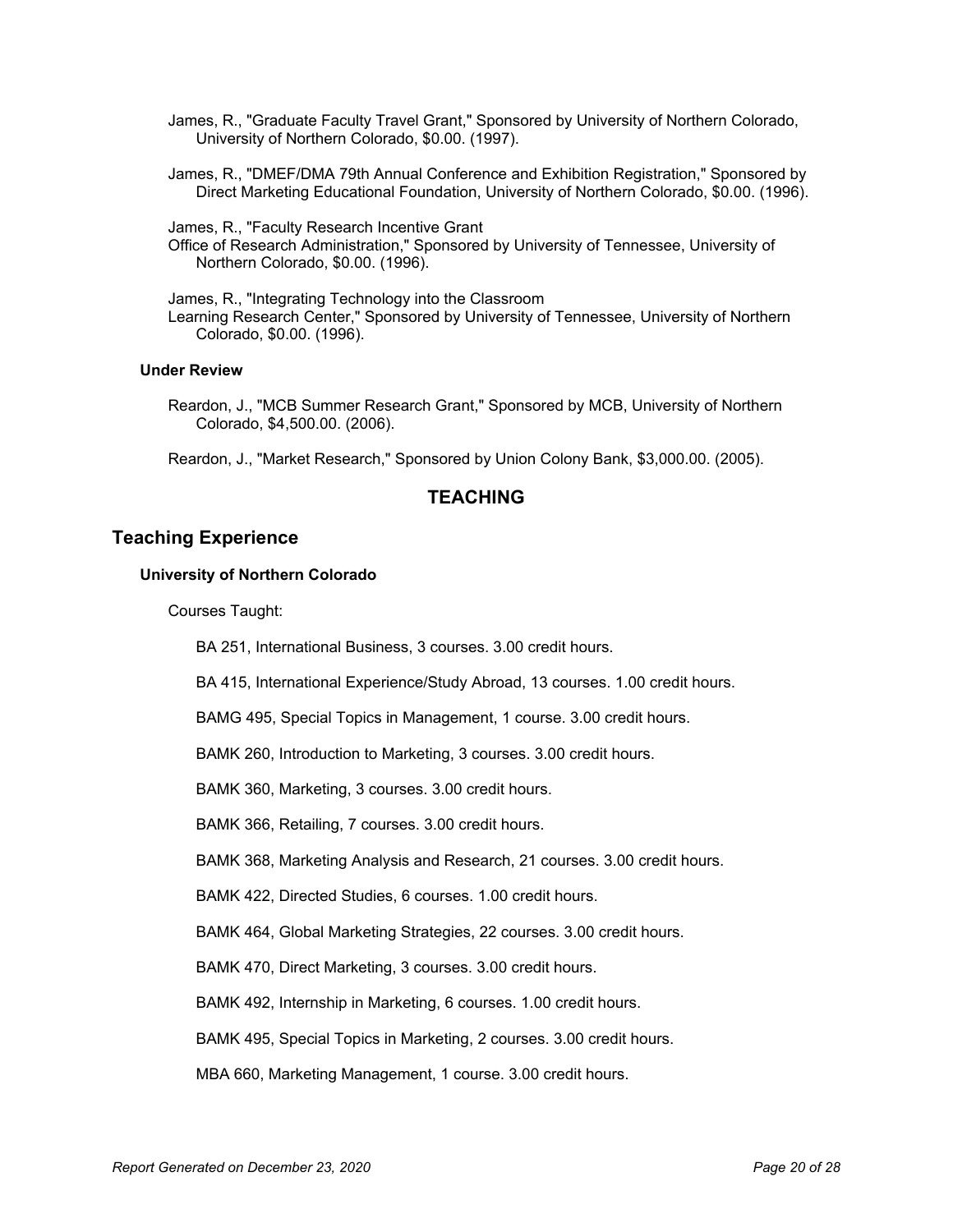James, R., "Graduate Faculty Travel Grant," Sponsored by University of Northern Colorado, University of Northern Colorado, $0.00. (1997).

James, R., "DMEF/DMA 79th Annual Conference and Exhibition Registration," Sponsored by Direct Marketing Educational Foundation, University of Northern Colorado, $0.00. (1996).

James, R., "Faculty Research Incentive Grant
Office of Research Administration," Sponsored by University of Tennessee, University of Northern Colorado, $0.00. (1996).

James, R., "Integrating Technology into the Classroom
Learning Research Center," Sponsored by University of Tennessee, University of Northern Colorado, $0.00. (1996).

#### Under Review

Reardon, J., "MCB Summer Research Grant," Sponsored by MCB, University of Northern Colorado, $4,500.00. (2006).

Reardon, J., "Market Research," Sponsored by Union Colony Bank, $3,000.00. (2005).

## TEACHING

### Teaching Experience

#### University of Northern Colorado

Courses Taught:

BA 251, International Business, 3 courses. 3.00 credit hours.

BA 415, International Experience/Study Abroad, 13 courses. 1.00 credit hours.

BAMG 495, Special Topics in Management, 1 course. 3.00 credit hours.

BAMK 260, Introduction to Marketing, 3 courses. 3.00 credit hours.

BAMK 360, Marketing, 3 courses. 3.00 credit hours.

BAMK 366, Retailing, 7 courses. 3.00 credit hours.

BAMK 368, Marketing Analysis and Research, 21 courses. 3.00 credit hours.

BAMK 422, Directed Studies, 6 courses. 1.00 credit hours.

BAMK 464, Global Marketing Strategies, 22 courses. 3.00 credit hours.

BAMK 470, Direct Marketing, 3 courses. 3.00 credit hours.

BAMK 492, Internship in Marketing, 6 courses. 1.00 credit hours.

BAMK 495, Special Topics in Marketing, 2 courses. 3.00 credit hours.

MBA 660, Marketing Management, 1 course. 3.00 credit hours.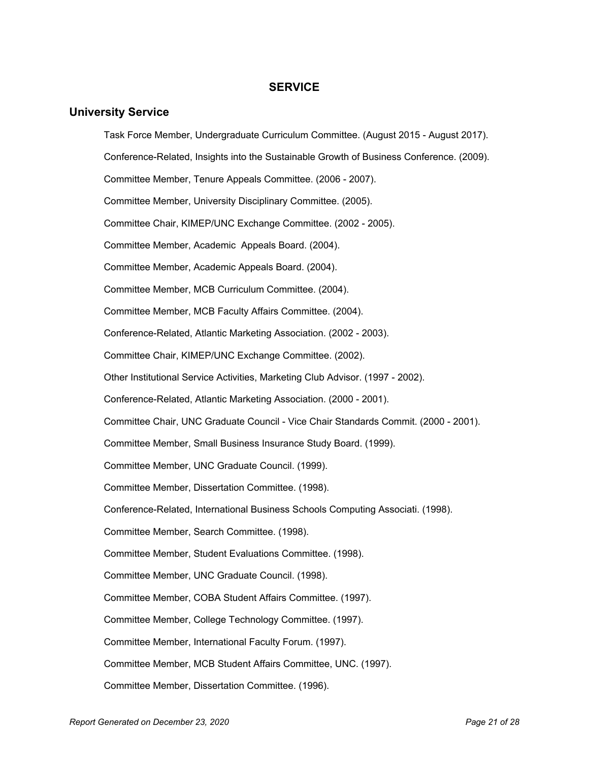# SERVICE

## University Service

Task Force Member, Undergraduate Curriculum Committee. (August 2015 - August 2017).

Conference-Related, Insights into the Sustainable Growth of Business Conference. (2009).

Committee Member, Tenure Appeals Committee. (2006 - 2007).

Committee Member, University Disciplinary Committee. (2005).

Committee Chair, KIMEP/UNC Exchange Committee. (2002 - 2005).

Committee Member, Academic  Appeals Board. (2004).

Committee Member, Academic Appeals Board. (2004).

Committee Member, MCB Curriculum Committee. (2004).

Committee Member, MCB Faculty Affairs Committee. (2004).

Conference-Related, Atlantic Marketing Association. (2002 - 2003).

Committee Chair, KIMEP/UNC Exchange Committee. (2002).

Other Institutional Service Activities, Marketing Club Advisor. (1997 - 2002).

Conference-Related, Atlantic Marketing Association. (2000 - 2001).

Committee Chair, UNC Graduate Council - Vice Chair Standards Commit. (2000 - 2001).

Committee Member, Small Business Insurance Study Board. (1999).

Committee Member, UNC Graduate Council. (1999).

Committee Member, Dissertation Committee. (1998).

Conference-Related, International Business Schools Computing Associati. (1998).

Committee Member, Search Committee. (1998).

Committee Member, Student Evaluations Committee. (1998).

Committee Member, UNC Graduate Council. (1998).

Committee Member, COBA Student Affairs Committee. (1997).

Committee Member, College Technology Committee. (1997).

Committee Member, International Faculty Forum. (1997).

Committee Member, MCB Student Affairs Committee, UNC. (1997).

Committee Member, Dissertation Committee. (1996).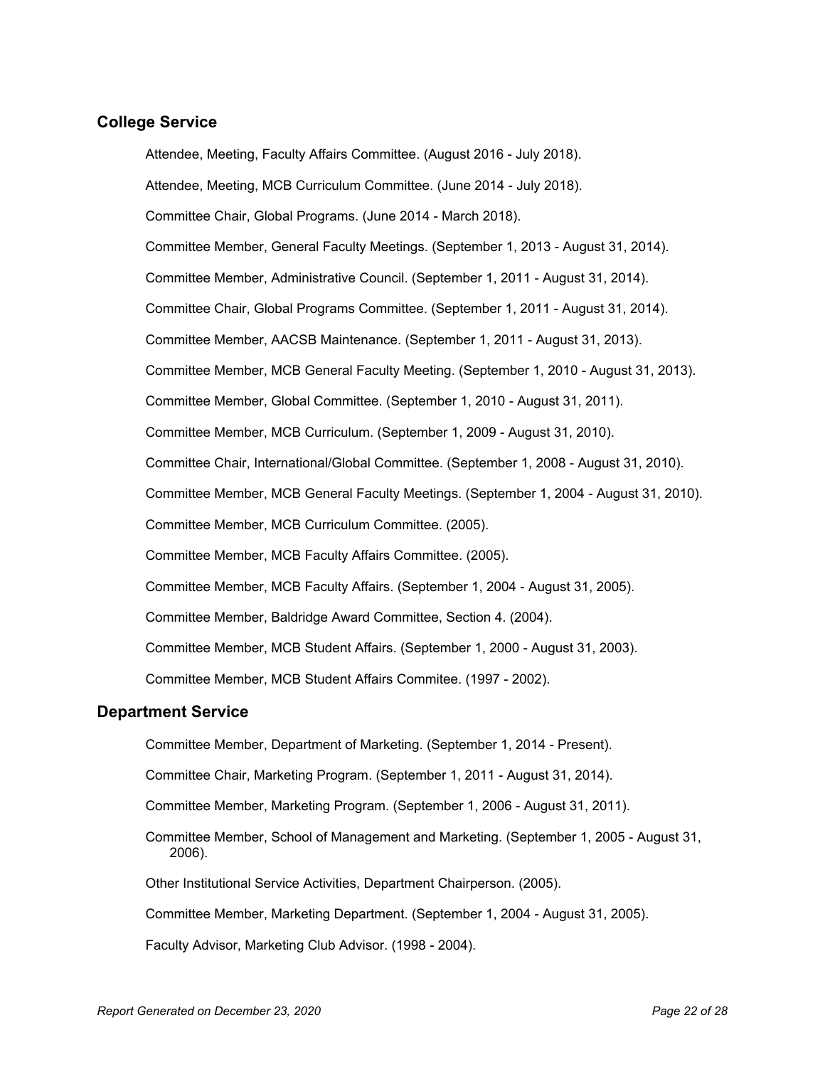## College Service

Attendee, Meeting, Faculty Affairs Committee. (August 2016 - July 2018).

Attendee, Meeting, MCB Curriculum Committee. (June 2014 - July 2018).

Committee Chair, Global Programs. (June 2014 - March 2018).

Committee Member, General Faculty Meetings. (September 1, 2013 - August 31, 2014).

Committee Member, Administrative Council. (September 1, 2011 - August 31, 2014).

Committee Chair, Global Programs Committee. (September 1, 2011 - August 31, 2014).

Committee Member, AACSB Maintenance. (September 1, 2011 - August 31, 2013).

Committee Member, MCB General Faculty Meeting. (September 1, 2010 - August 31, 2013).

Committee Member, Global Committee. (September 1, 2010 - August 31, 2011).

Committee Member, MCB Curriculum. (September 1, 2009 - August 31, 2010).

Committee Chair, International/Global Committee. (September 1, 2008 - August 31, 2010).

Committee Member, MCB General Faculty Meetings. (September 1, 2004 - August 31, 2010).

Committee Member, MCB Curriculum Committee. (2005).

Committee Member, MCB Faculty Affairs Committee. (2005).

Committee Member, MCB Faculty Affairs. (September 1, 2004 - August 31, 2005).

Committee Member, Baldridge Award Committee, Section 4. (2004).

Committee Member, MCB Student Affairs. (September 1, 2000 - August 31, 2003).

Committee Member, MCB Student Affairs Commitee. (1997 - 2002).

## Department Service

Committee Member, Department of Marketing. (September 1, 2014 - Present).

Committee Chair, Marketing Program. (September 1, 2011 - August 31, 2014).

Committee Member, Marketing Program. (September 1, 2006 - August 31, 2011).

Committee Member, School of Management and Marketing. (September 1, 2005 - August 31, 2006).

Other Institutional Service Activities, Department Chairperson. (2005).

Committee Member, Marketing Department. (September 1, 2004 - August 31, 2005).

Faculty Advisor, Marketing Club Advisor. (1998 - 2004).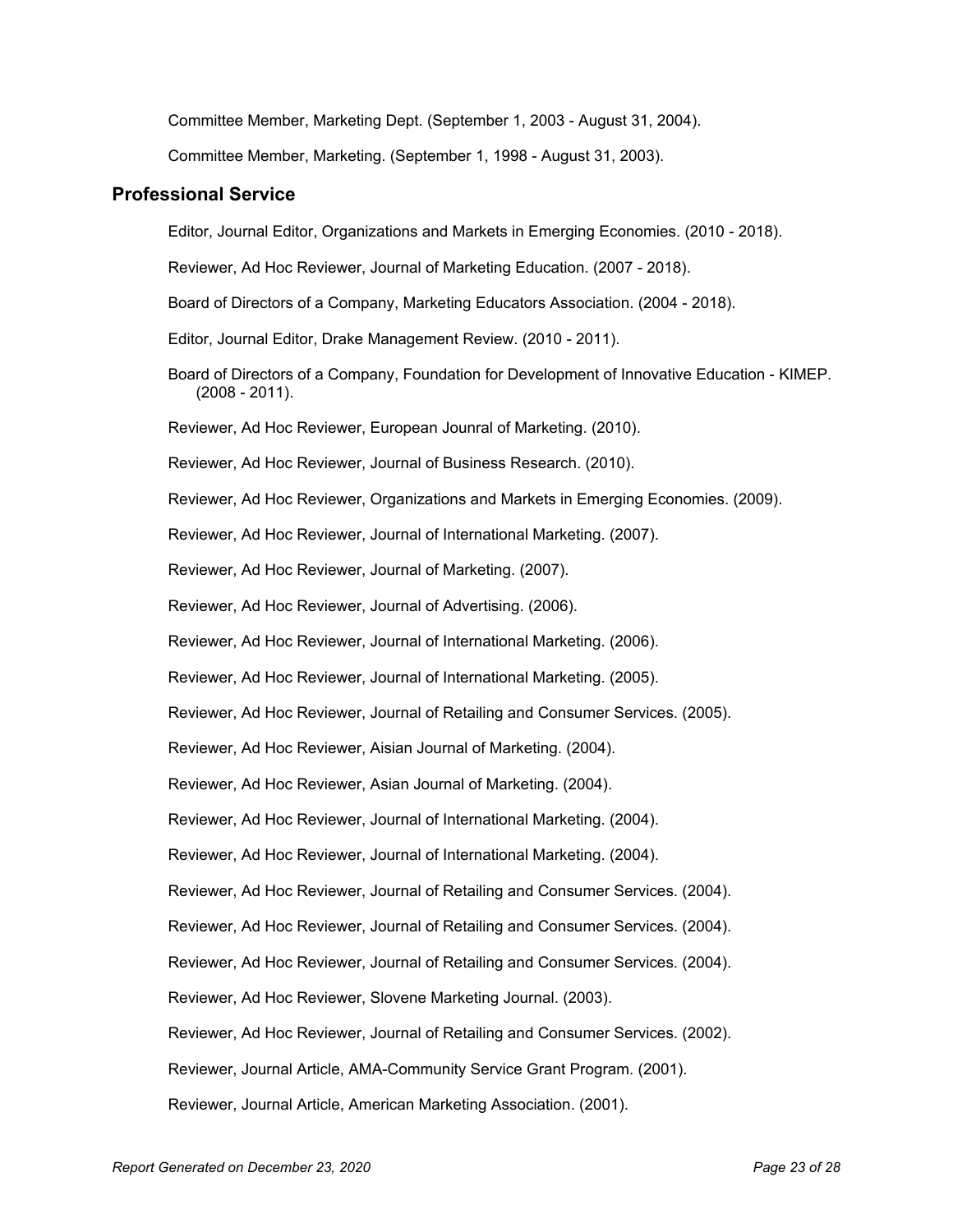Committee Member, Marketing Dept. (September 1, 2003 - August 31, 2004).

Committee Member, Marketing. (September 1, 1998 - August 31, 2003).

## Professional Service

Editor, Journal Editor, Organizations and Markets in Emerging Economies. (2010 - 2018).

Reviewer, Ad Hoc Reviewer, Journal of Marketing Education. (2007 - 2018).

Board of Directors of a Company, Marketing Educators Association. (2004 - 2018).

Editor, Journal Editor, Drake Management Review. (2010 - 2011).

Board of Directors of a Company, Foundation for Development of Innovative Education - KIMEP. (2008 - 2011).

Reviewer, Ad Hoc Reviewer, European Jounral of Marketing. (2010).

Reviewer, Ad Hoc Reviewer, Journal of Business Research. (2010).

Reviewer, Ad Hoc Reviewer, Organizations and Markets in Emerging Economies. (2009).

Reviewer, Ad Hoc Reviewer, Journal of International Marketing. (2007).

Reviewer, Ad Hoc Reviewer, Journal of Marketing. (2007).

Reviewer, Ad Hoc Reviewer, Journal of Advertising. (2006).

Reviewer, Ad Hoc Reviewer, Journal of International Marketing. (2006).

Reviewer, Ad Hoc Reviewer, Journal of International Marketing. (2005).

Reviewer, Ad Hoc Reviewer, Journal of Retailing and Consumer Services. (2005).

Reviewer, Ad Hoc Reviewer, Aisian Journal of Marketing. (2004).

Reviewer, Ad Hoc Reviewer, Asian Journal of Marketing. (2004).

Reviewer, Ad Hoc Reviewer, Journal of International Marketing. (2004).

Reviewer, Ad Hoc Reviewer, Journal of International Marketing. (2004).

Reviewer, Ad Hoc Reviewer, Journal of Retailing and Consumer Services. (2004).

Reviewer, Ad Hoc Reviewer, Journal of Retailing and Consumer Services. (2004).

Reviewer, Ad Hoc Reviewer, Journal of Retailing and Consumer Services. (2004).

Reviewer, Ad Hoc Reviewer, Slovene Marketing Journal. (2003).

Reviewer, Ad Hoc Reviewer, Journal of Retailing and Consumer Services. (2002).

Reviewer, Journal Article, AMA-Community Service Grant Program. (2001).

Reviewer, Journal Article, American Marketing Association. (2001).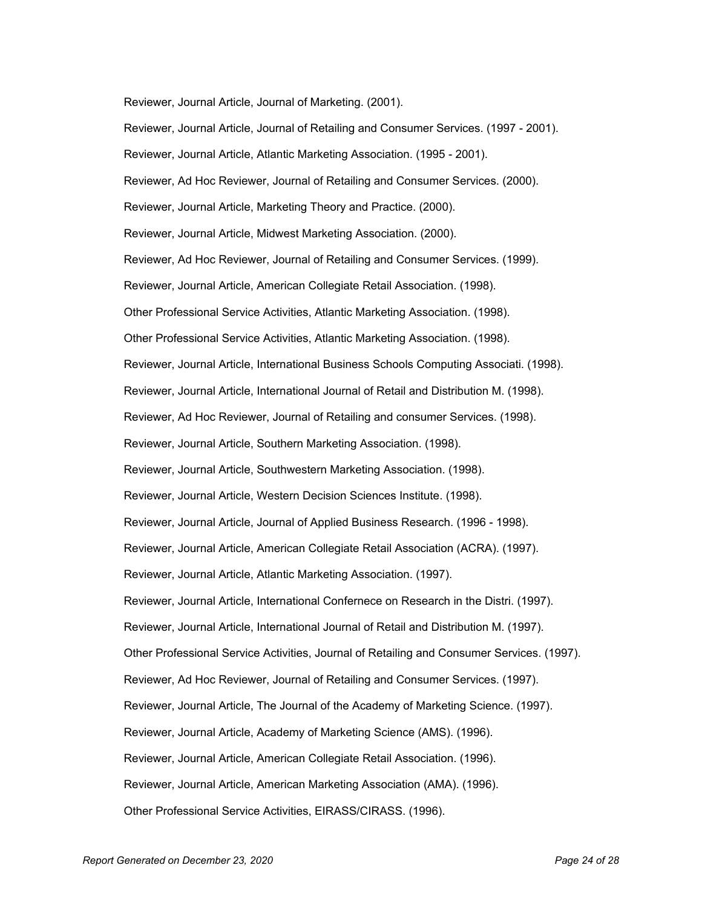Reviewer, Journal Article, Journal of Marketing. (2001).

Reviewer, Journal Article, Journal of Retailing and Consumer Services. (1997 - 2001).

Reviewer, Journal Article, Atlantic Marketing Association. (1995 - 2001).

Reviewer, Ad Hoc Reviewer, Journal of Retailing and Consumer Services. (2000).

Reviewer, Journal Article, Marketing Theory and Practice. (2000).

Reviewer, Journal Article, Midwest Marketing Association. (2000).

Reviewer, Ad Hoc Reviewer, Journal of Retailing and Consumer Services. (1999).

Reviewer, Journal Article, American Collegiate Retail Association. (1998).

Other Professional Service Activities, Atlantic Marketing Association. (1998).

Other Professional Service Activities, Atlantic Marketing Association. (1998).

Reviewer, Journal Article, International Business Schools Computing Associati. (1998).

Reviewer, Journal Article, International Journal of Retail and Distribution M. (1998).

Reviewer, Ad Hoc Reviewer, Journal of Retailing and consumer Services. (1998).

Reviewer, Journal Article, Southern Marketing Association. (1998).

Reviewer, Journal Article, Southwestern Marketing Association. (1998).

Reviewer, Journal Article, Western Decision Sciences Institute. (1998).

Reviewer, Journal Article, Journal of Applied Business Research. (1996 - 1998).

Reviewer, Journal Article, American Collegiate Retail Association (ACRA). (1997).

Reviewer, Journal Article, Atlantic Marketing Association. (1997).

Reviewer, Journal Article, International Confernece on Research in the Distri. (1997).

Reviewer, Journal Article, International Journal of Retail and Distribution M. (1997).

Other Professional Service Activities, Journal of Retailing and Consumer Services. (1997).

Reviewer, Ad Hoc Reviewer, Journal of Retailing and Consumer Services. (1997).

Reviewer, Journal Article, The Journal of the Academy of Marketing Science. (1997).

Reviewer, Journal Article, Academy of Marketing Science (AMS). (1996).

Reviewer, Journal Article, American Collegiate Retail Association. (1996).

Reviewer, Journal Article, American Marketing Association (AMA). (1996).

Other Professional Service Activities, EIRASS/CIRASS. (1996).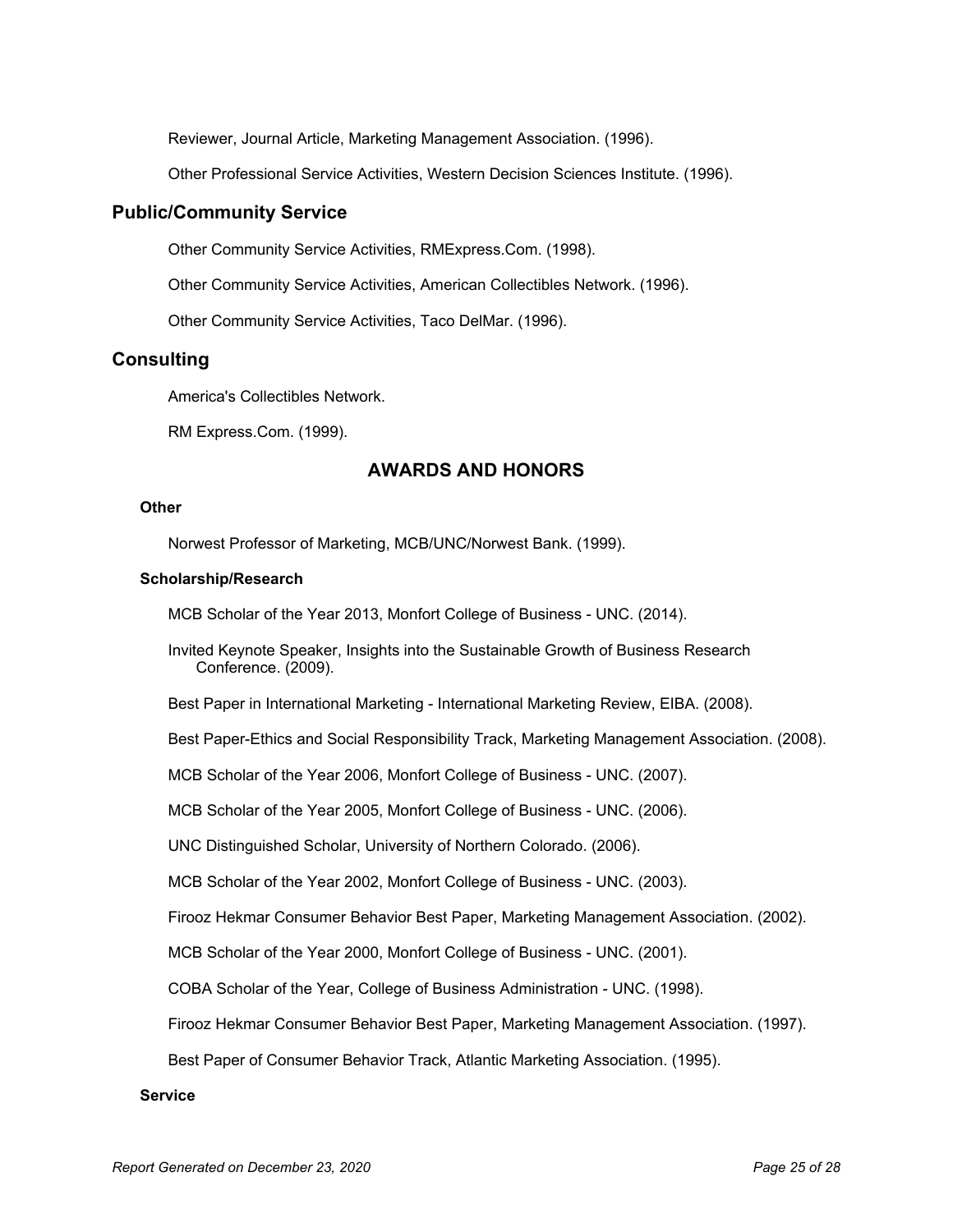Reviewer, Journal Article, Marketing Management Association. (1996).

Other Professional Service Activities, Western Decision Sciences Institute. (1996).

## Public/Community Service

Other Community Service Activities, RMExpress.Com. (1998).

Other Community Service Activities, American Collectibles Network. (1996).

Other Community Service Activities, Taco DelMar. (1996).

## Consulting

America's Collectibles Network.

RM Express.Com. (1999).

# AWARDS AND HONORS

### Other

Norwest Professor of Marketing, MCB/UNC/Norwest Bank. (1999).

### Scholarship/Research

MCB Scholar of the Year 2013, Monfort College of Business - UNC. (2014).

Invited Keynote Speaker, Insights into the Sustainable Growth of Business Research Conference. (2009).

Best Paper in International Marketing - International Marketing Review, EIBA. (2008).

Best Paper-Ethics and Social Responsibility Track, Marketing Management Association. (2008).

MCB Scholar of the Year 2006, Monfort College of Business - UNC. (2007).

MCB Scholar of the Year 2005, Monfort College of Business - UNC. (2006).

UNC Distinguished Scholar, University of Northern Colorado. (2006).

MCB Scholar of the Year 2002, Monfort College of Business - UNC. (2003).

Firooz Hekmar Consumer Behavior Best Paper, Marketing Management Association. (2002).

MCB Scholar of the Year 2000, Monfort College of Business - UNC. (2001).

COBA Scholar of the Year, College of Business Administration - UNC. (1998).

Firooz Hekmar Consumer Behavior Best Paper, Marketing Management Association. (1997).

Best Paper of Consumer Behavior Track, Atlantic Marketing Association. (1995).

### Service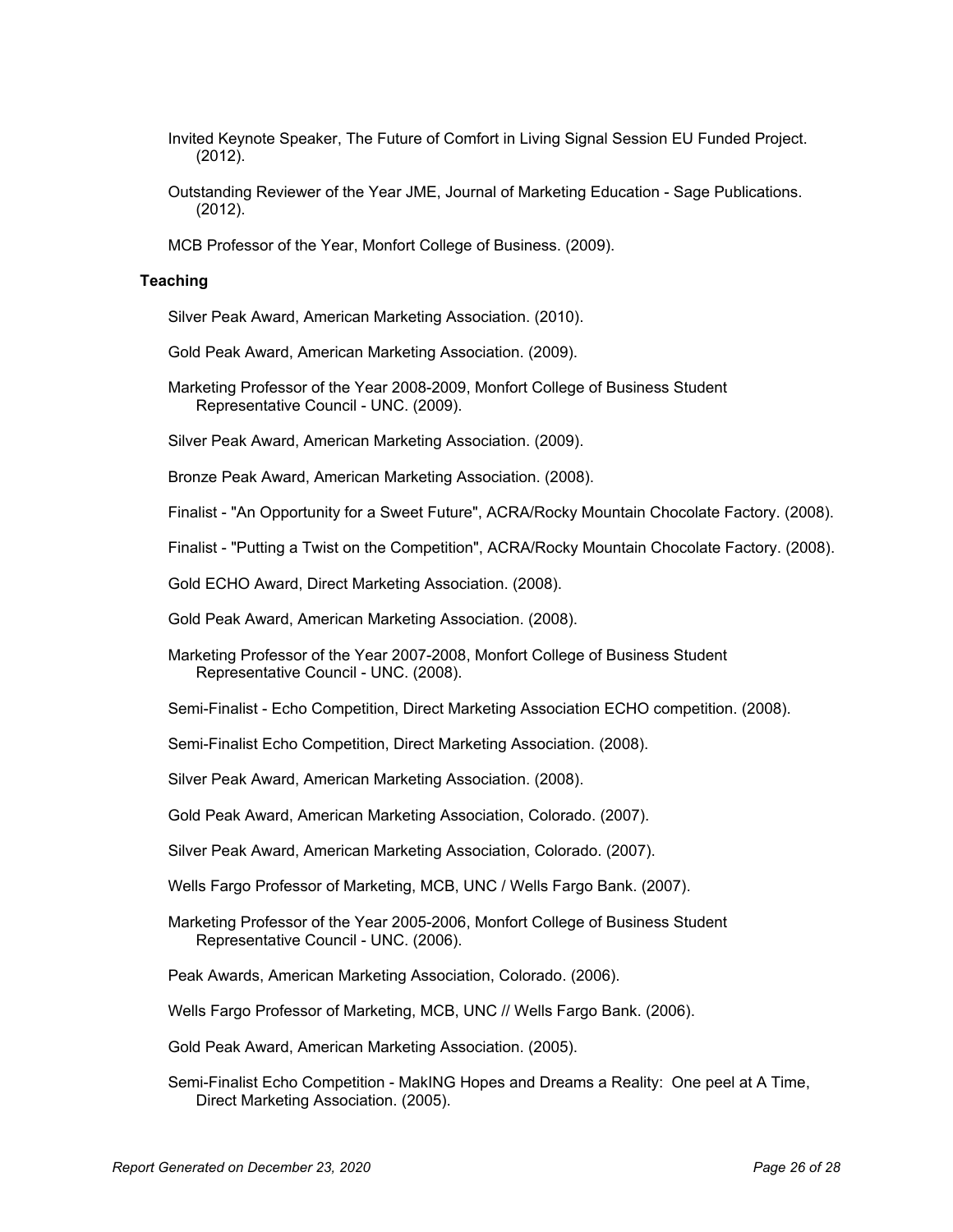Invited Keynote Speaker, The Future of Comfort in Living Signal Session EU Funded Project. (2012).

Outstanding Reviewer of the Year JME, Journal of Marketing Education - Sage Publications. (2012).

MCB Professor of the Year, Monfort College of Business. (2009).

### Teaching

Silver Peak Award, American Marketing Association. (2010).

Gold Peak Award, American Marketing Association. (2009).

Marketing Professor of the Year 2008-2009, Monfort College of Business Student Representative Council - UNC. (2009).

Silver Peak Award, American Marketing Association. (2009).

Bronze Peak Award, American Marketing Association. (2008).

Finalist - "An Opportunity for a Sweet Future", ACRA/Rocky Mountain Chocolate Factory. (2008).

Finalist - "Putting a Twist on the Competition", ACRA/Rocky Mountain Chocolate Factory. (2008).

Gold ECHO Award, Direct Marketing Association. (2008).

Gold Peak Award, American Marketing Association. (2008).

Marketing Professor of the Year 2007-2008, Monfort College of Business Student Representative Council - UNC. (2008).

Semi-Finalist - Echo Competition, Direct Marketing Association ECHO competition. (2008).

Semi-Finalist Echo Competition, Direct Marketing Association. (2008).

Silver Peak Award, American Marketing Association. (2008).

Gold Peak Award, American Marketing Association, Colorado. (2007).

Silver Peak Award, American Marketing Association, Colorado. (2007).

Wells Fargo Professor of Marketing, MCB, UNC / Wells Fargo Bank. (2007).

Marketing Professor of the Year 2005-2006, Monfort College of Business Student Representative Council - UNC. (2006).

Peak Awards, American Marketing Association, Colorado. (2006).

Wells Fargo Professor of Marketing, MCB, UNC // Wells Fargo Bank. (2006).

Gold Peak Award, American Marketing Association. (2005).

Semi-Finalist Echo Competition - MakING Hopes and Dreams a Reality: One peel at A Time, Direct Marketing Association. (2005).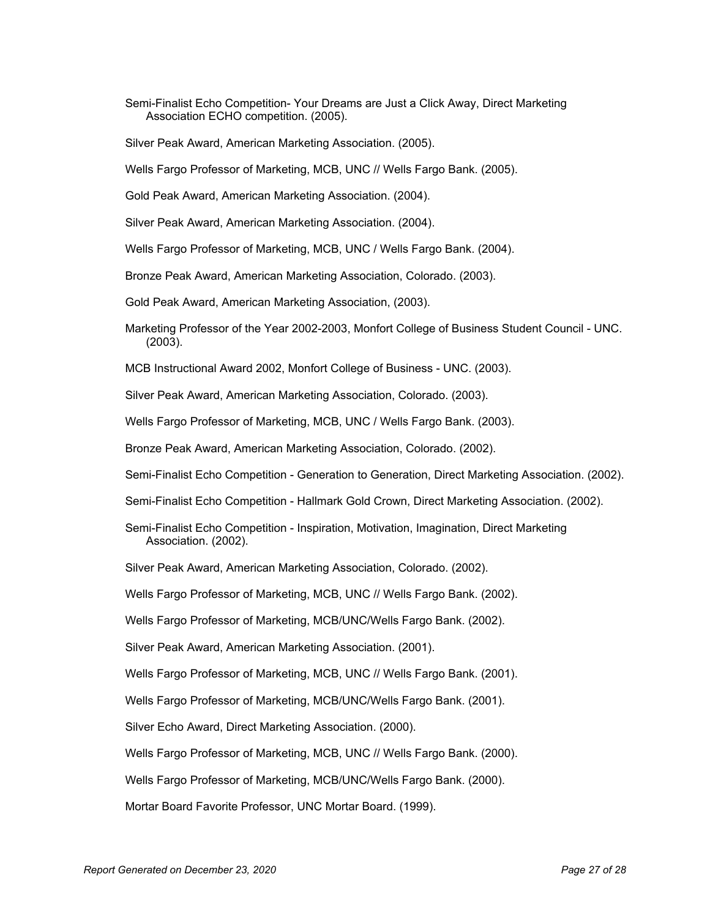Semi-Finalist Echo Competition- Your Dreams are Just a Click Away, Direct Marketing Association ECHO competition. (2005).

Silver Peak Award, American Marketing Association. (2005).

Wells Fargo Professor of Marketing, MCB, UNC // Wells Fargo Bank. (2005).

Gold Peak Award, American Marketing Association. (2004).

Silver Peak Award, American Marketing Association. (2004).

Wells Fargo Professor of Marketing, MCB, UNC / Wells Fargo Bank. (2004).

Bronze Peak Award, American Marketing Association, Colorado. (2003).

Gold Peak Award, American Marketing Association, (2003).

Marketing Professor of the Year 2002-2003, Monfort College of Business Student Council - UNC. (2003).

MCB Instructional Award 2002, Monfort College of Business - UNC. (2003).

Silver Peak Award, American Marketing Association, Colorado. (2003).

Wells Fargo Professor of Marketing, MCB, UNC / Wells Fargo Bank. (2003).

Bronze Peak Award, American Marketing Association, Colorado. (2002).

Semi-Finalist Echo Competition - Generation to Generation, Direct Marketing Association. (2002).

Semi-Finalist Echo Competition - Hallmark Gold Crown, Direct Marketing Association. (2002).

Semi-Finalist Echo Competition - Inspiration, Motivation, Imagination, Direct Marketing Association. (2002).

Silver Peak Award, American Marketing Association, Colorado. (2002).

Wells Fargo Professor of Marketing, MCB, UNC // Wells Fargo Bank. (2002).

Wells Fargo Professor of Marketing, MCB/UNC/Wells Fargo Bank. (2002).

Silver Peak Award, American Marketing Association. (2001).

Wells Fargo Professor of Marketing, MCB, UNC // Wells Fargo Bank. (2001).

Wells Fargo Professor of Marketing, MCB/UNC/Wells Fargo Bank. (2001).

Silver Echo Award, Direct Marketing Association. (2000).

Wells Fargo Professor of Marketing, MCB, UNC // Wells Fargo Bank. (2000).

Wells Fargo Professor of Marketing, MCB/UNC/Wells Fargo Bank. (2000).

Mortar Board Favorite Professor, UNC Mortar Board. (1999).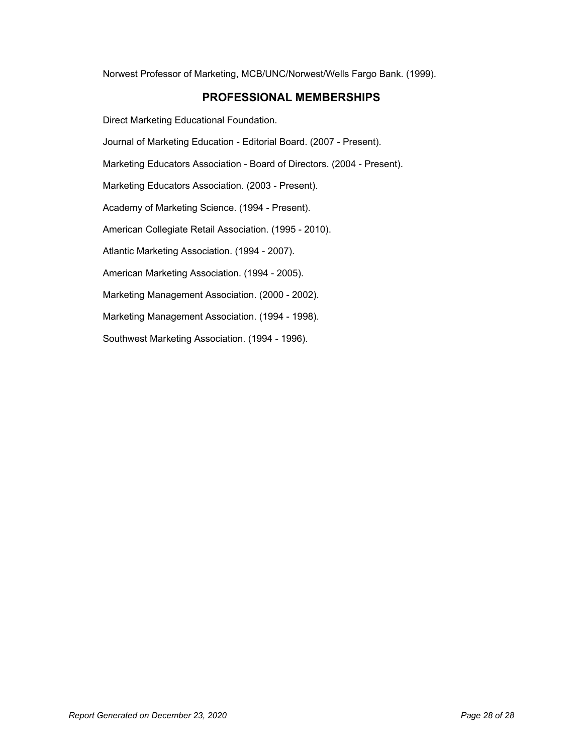Norwest Professor of Marketing, MCB/UNC/Norwest/Wells Fargo Bank. (1999).

## PROFESSIONAL MEMBERSHIPS

Direct Marketing Educational Foundation.

Journal of Marketing Education - Editorial Board. (2007 - Present).

Marketing Educators Association - Board of Directors. (2004 - Present).

Marketing Educators Association. (2003 - Present).

Academy of Marketing Science. (1994 - Present).

American Collegiate Retail Association. (1995 - 2010).

Atlantic Marketing Association. (1994 - 2007).

American Marketing Association. (1994 - 2005).

Marketing Management Association. (2000 - 2002).

Marketing Management Association. (1994 - 1998).

Southwest Marketing Association. (1994 - 1996).